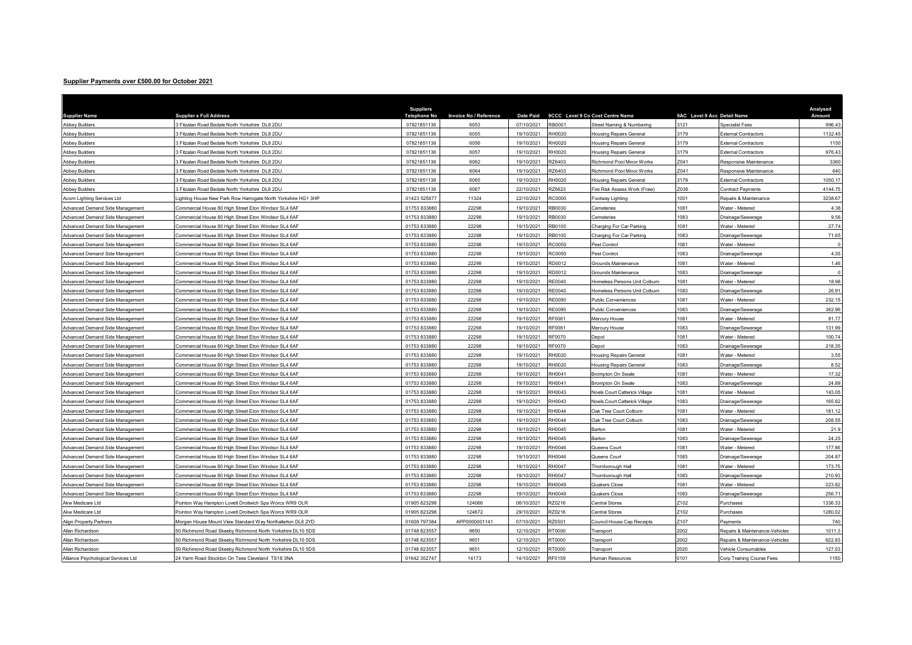## Supplier Payments over £500.00 for October 2021

| Supplier Name | Supplier s Full Address | Suppliers Telephone No | Invoice No / Reference | Date Paid | 9CCC Level 9 Co Cost Centre Name | | 9AC Level 9 Acc Detail Name | | Analysed Amount |
|---|---|---|---|---|---|---|---|---|---|
| Abbey Builders | 3 Fitzalan Road Bedale North Yorkshire DL8 2DU | 07821851136 | 6053 | 07/10/2021 | RB0001 | Street Naming & Numbering | 3121 | Specialist Fees | 996.43 |
| Abbey Builders | 3 Fitzalan Road Bedale North Yorkshire DL8 2DU | 07821851136 | 6055 | 19/10/2021 | RH0020 | Housing Repairs General | 3179 | External Contractors | 1132.45 |
| Abbey Builders | 3 Fitzalan Road Bedale North Yorkshire DL8 2DU | 07821851136 | 6056 | 19/10/2021 | RH0020 | Housing Repairs General | 3179 | External Contractors | 1150 |
| Abbey Builders | 3 Fitzalan Road Bedale North Yorkshire DL8 2DU | 07821851136 | 6057 | 19/10/2021 | RH0020 | Housing Repairs General | 3179 | External Contractors | 976.43 |
| Abbey Builders | 3 Fitzalan Road Bedale North Yorkshire DL8 2DU | 07821851136 | 6062 | 19/10/2021 | RZ6403 | Richmond Pool Minor Works | Z041 | Responsive Maintenance | 3360 |
| Abbey Builders | 3 Fitzalan Road Bedale North Yorkshire DL8 2DU | 07821851136 | 6064 | 19/10/2021 | RZ6403 | Richmond Pool Minor Works | Z041 | Responsive Maintenance | 640 |
| Abbey Builders | 3 Fitzalan Road Bedale North Yorkshire DL8 2DU | 07821851136 | 6065 | 19/10/2021 | RH0020 | Housing Repairs General | 3179 | External Contractors | 1050.17 |
| Abbey Builders | 3 Fitzalan Road Bedale North Yorkshire DL8 2DU | 07821851136 | 6067 | 22/10/2021 | RZ6623 | Fire Risk Assess Work (Fraw) | Z036 | Contract Payments | 4144.75 |
| Acorn Lighting Services Ltd | Lighting House New Park Row Harrogate North Yorkshire HG1 3HP | 01423 525677 | 11324 | 22/10/2021 | RC0000 | Footway Lighting | 1001 | Repairs & Maintenance | 3238.67 |
| Advanced Demand Side Management | Commercial House 80 High Street Eton Windsor SL4 6AF | 01753 833880 | 22298 | 19/10/2021 | RB0030 | Cemeteries | 1081 | Water - Metered | 4.38 |
| Advanced Demand Side Management | Commercial House 80 High Street Eton Windsor SL4 6AF | 01753 833880 | 22298 | 19/10/2021 | RB0030 | Cemeteries | 1083 | Drainage/Sewerage | 9.56 |
| Advanced Demand Side Management | Commercial House 80 High Street Eton Windsor SL4 6AF | 01753 833880 | 22298 | 19/10/2021 | RB0100 | Charging For Car Parking | 1081 | Water - Metered | 27.74 |
| Advanced Demand Side Management | Commercial House 80 High Street Eton Windsor SL4 6AF | 01753 833880 | 22298 | 19/10/2021 | RB0100 | Charging For Car Parking | 1083 | Drainage/Sewerage | 71.65 |
| Advanced Demand Side Management | Commercial House 80 High Street Eton Windsor SL4 6AF | 01753 833880 | 22298 | 19/10/2021 | RC0050 | Pest Control | 1081 | Water - Metered | 0 |
| Advanced Demand Side Management | Commercial House 80 High Street Eton Windsor SL4 6AF | 01753 833880 | 22298 | 19/10/2021 | RC0050 | Pest Control | 1083 | Drainage/Sewerage | 4.35 |
| Advanced Demand Side Management | Commercial House 80 High Street Eton Windsor SL4 6AF | 01753 833880 | 22298 | 19/10/2021 | RD0012 | Grounds Maintenance | 1081 | Water - Metered | 1.46 |
| Advanced Demand Side Management | Commercial House 80 High Street Eton Windsor SL4 6AF | 01753 833880 | 22298 | 19/10/2021 | RD0012 | Grounds Maintenance | 1083 | Drainage/Sewerage | 0 |
| Advanced Demand Side Management | Commercial House 80 High Street Eton Windsor SL4 6AF | 01753 833880 | 22298 | 19/10/2021 | RE0040 | Homeless Persons Unit Colburn | 1081 | Water - Metered | 18.98 |
| Advanced Demand Side Management | Commercial House 80 High Street Eton Windsor SL4 6AF | 01753 833880 | 22298 | 19/10/2021 | RE0040 | Homeless Persons Unit Colburn | 1083 | Drainage/Sewerage | 26.91 |
| Advanced Demand Side Management | Commercial House 80 High Street Eton Windsor SL4 6AF | 01753 833880 | 22298 | 19/10/2021 | RE0090 | Public Conveniences | 1081 | Water - Metered | 232.15 |
| Advanced Demand Side Management | Commercial House 80 High Street Eton Windsor SL4 6AF | 01753 833880 | 22298 | 19/10/2021 | RE0090 | Public Conveniences | 1083 | Drainage/Sewerage | 362.96 |
| Advanced Demand Side Management | Commercial House 80 High Street Eton Windsor SL4 6AF | 01753 833880 | 22298 | 19/10/2021 | RF0061 | Mercury House | 1081 | Water - Metered | 81.77 |
| Advanced Demand Side Management | Commercial House 80 High Street Eton Windsor SL4 6AF | 01753 833880 | 22298 | 19/10/2021 | RF0061 | Mercury House | 1083 | Drainage/Sewerage | 131.99 |
| Advanced Demand Side Management | Commercial House 80 High Street Eton Windsor SL4 6AF | 01753 833880 | 22298 | 19/10/2021 | RF0070 | Depot | 1081 | Water - Metered | 100.74 |
| Advanced Demand Side Management | Commercial House 80 High Street Eton Windsor SL4 6AF | 01753 833880 | 22298 | 19/10/2021 | RF0070 | Depot | 1083 | Drainage/Sewerage | 218.35 |
| Advanced Demand Side Management | Commercial House 80 High Street Eton Windsor SL4 6AF | 01753 833880 | 22298 | 19/10/2021 | RH0020 | Housing Repairs General | 1081 | Water - Metered | 3.55 |
| Advanced Demand Side Management | Commercial House 80 High Street Eton Windsor SL4 6AF | 01753 833880 | 22298 | 19/10/2021 | RH0020 | Housing Repairs General | 1083 | Drainage/Sewerage | 8.52 |
| Advanced Demand Side Management | Commercial House 80 High Street Eton Windsor SL4 6AF | 01753 833880 | 22298 | 19/10/2021 | RH0041 | Brompton On Swale | 1081 | Water - Metered | 17.32 |
| Advanced Demand Side Management | Commercial House 80 High Street Eton Windsor SL4 6AF | 01753 833880 | 22298 | 19/10/2021 | RH0041 | Brompton On Swale | 1083 | Drainage/Sewerage | 24.89 |
| Advanced Demand Side Management | Commercial House 80 High Street Eton Windsor SL4 6AF | 01753 833880 | 22298 | 19/10/2021 | RH0043 | Noels Court Catterick Village | 1081 | Water - Metered | 143.05 |
| Advanced Demand Side Management | Commercial House 80 High Street Eton Windsor SL4 6AF | 01753 833880 | 22298 | 19/10/2021 | RH0043 | Noels Court Catterick Village | 1083 | Drainage/Sewerage | 165.62 |
| Advanced Demand Side Management | Commercial House 80 High Street Eton Windsor SL4 6AF | 01753 833880 | 22298 | 19/10/2021 | RH0044 | Oak Tree Court Colburn | 1081 | Water - Metered | 181.12 |
| Advanced Demand Side Management | Commercial House 80 High Street Eton Windsor SL4 6AF | 01753 833880 | 22298 | 19/10/2021 | RH0044 | Oak Tree Court Colburn | 1083 | Drainage/Sewerage | 208.55 |
| Advanced Demand Side Management | Commercial House 80 High Street Eton Windsor SL4 6AF | 01753 833880 | 22298 | 19/10/2021 | RH0045 | Barton | 1081 | Water - Metered | 21.9 |
| Advanced Demand Side Management | Commercial House 80 High Street Eton Windsor SL4 6AF | 01753 833880 | 22298 | 19/10/2021 | RH0045 | Barton | 1083 | Drainage/Sewerage | 24.25 |
| Advanced Demand Side Management | Commercial House 80 High Street Eton Windsor SL4 6AF | 01753 833880 | 22298 | 19/10/2021 | RH0046 | Queens Court | 1081 | Water - Metered | 177.86 |
| Advanced Demand Side Management | Commercial House 80 High Street Eton Windsor SL4 6AF | 01753 833880 | 22298 | 19/10/2021 | RH0046 | Queens Court | 1083 | Drainage/Sewerage | 204.87 |
| Advanced Demand Side Management | Commercial House 80 High Street Eton Windsor SL4 6AF | 01753 833880 | 22298 | 19/10/2021 | RH0047 | Thornborough Hall | 1081 | Water - Metered | 173.75 |
| Advanced Demand Side Management | Commercial House 80 High Street Eton Windsor SL4 6AF | 01753 833880 | 22298 | 19/10/2021 | RH0047 | Thornborough Hall | 1083 | Drainage/Sewerage | 210.93 |
| Advanced Demand Side Management | Commercial House 80 High Street Eton Windsor SL4 6AF | 01753 833880 | 22298 | 19/10/2021 | RH0049 | Quakers Close | 1081 | Water - Metered | 223.82 |
| Advanced Demand Side Management | Commercial House 80 High Street Eton Windsor SL4 6AF | 01753 833880 | 22298 | 19/10/2021 | RH0049 | Quakers Close | 1083 | Drainage/Sewerage | 256.71 |
| Akw Medicare Ltd | Pointon Way Hampton Lovett Droitwich Spa Worcs WR9 OLR | 01905 823298 | 124066 | 06/10/2021 | RZ0216 | Central Stores | Z102 | Purchases | 1336.33 |
| Akw Medicare Ltd | Pointon Way Hampton Lovett Droitwich Spa Worcs WR9 OLR | 01905 823298 | 124672 | 29/10/2021 | RZ0216 | Central Stores | Z102 | Purchases | 1280.02 |
| Align Property Partners | Morgan House Mount View Standard Way Northallerton DL6 2YD | 01609 797384 | APP0000001141 | 07/10/2021 | RZ0501 | Council House Cap Receipts | Z107 | Payments | 740 |
| Allan Richardson | 50 Richmond Road Skeeby Richmond North Yorkshire DL10 5DS | 01748 823557 | 9650 | 12/10/2021 | RT0000 | Transport | 2002 | Repairs & Maintenance-Vehicles | 1011.3 |
| Allan Richardson | 50 Richmond Road Skeeby Richmond North Yorkshire DL10 5DS | 01748 823557 | 9651 | 12/10/2021 | RT0000 | Transport | 2002 | Repairs & Maintenance-Vehicles | 622.93 |
| Allan Richardson | 50 Richmond Road Skeeby Richmond North Yorkshire DL10 5DS | 01748 823557 | 9651 | 12/10/2021 | RT0000 | Transport | 2020 | Vehicle Consumables | 127.03 |
| Alliance Psychological Services Ltd | 24 Yarm Road Stockton On Tees Cleveland TS18 3NA | 01642 352747 | 14173 | 14/10/2021 | RF0159 | Human Resources | 0101 | Corp Training Course Fees | 1150 |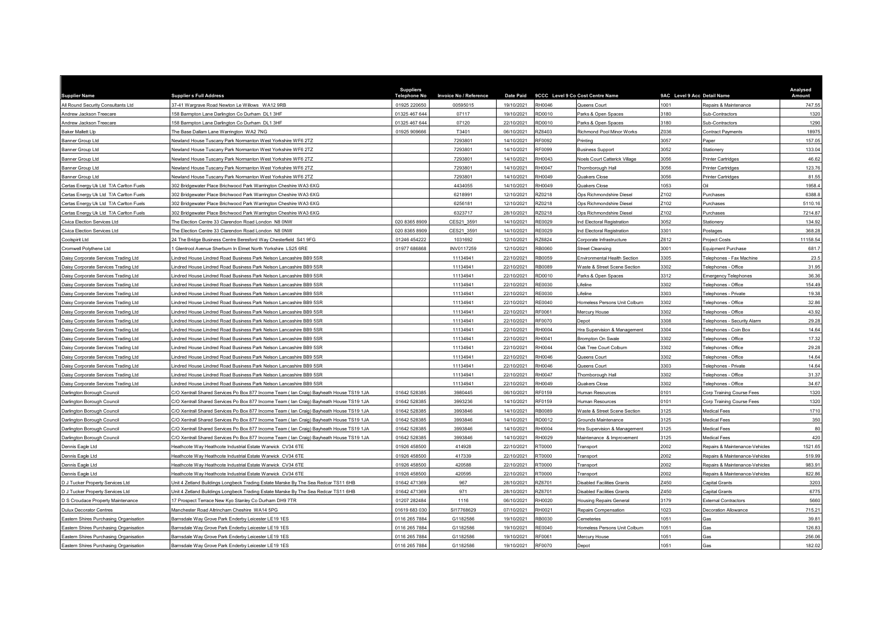| Supplier Name | Supplier s Full Address | Suppliers Telephone No | Invoice No / Reference | Date Paid | 9CCC | Level 9 Co Cost Centre Name | 9AC | Level 9 Acc Detail Name | Analysed Amount |
|---|---|---|---|---|---|---|---|---|---|
| All Round Security Consultants Ltd | 37-41 Wargrave Road Newton Le Willows WA12 9RB | 01925 220650 | 00595015 | 19/10/2021 | RH0046 | Queens Court | 1001 | Repairs & Maintenance | 747.55 |
| Andrew Jackson Treecare | 158 Barmpton Lane Darlington Co Durham DL1 3HF | 01325 467 644 | 07117 | 19/10/2021 | RD0010 | Parks & Open Spaces | 3180 | Sub-Contractors | 1320 |
| Andrew Jackson Treecare | 158 Barmpton Lane Darlington Co Durham DL1 3HF | 01325 467 644 | 07120 | 22/10/2021 | RD0010 | Parks & Open Spaces | 3180 | Sub-Contractors | 1290 |
| Baker Mallett Llp | The Base Dallam Lane Warrington WA2 7NG | 01925 909666 | T3401 | 06/10/2021 | RZ6403 | Richmond Pool Minor Works | Z036 | Contract Payments | 18975 |
| Banner Group Ltd | Newland House Tuscany Park Normanton West Yorkshire WF6 2TZ | | 7293801 | 14/10/2021 | RF0092 | Printing | 3057 | Paper | 157.05 |
| Banner Group Ltd | Newland House Tuscany Park Normanton West Yorkshire WF6 2TZ | | 7293801 | 14/10/2021 | RF0099 | Business Support | 3052 | Stationery | 133.04 |
| Banner Group Ltd | Newland House Tuscany Park Normanton West Yorkshire WF6 2TZ | | 7293801 | 14/10/2021 | RH0043 | Noels Court Catterick Village | 3056 | Printer Cartridges | 46.62 |
| Banner Group Ltd | Newland House Tuscany Park Normanton West Yorkshire WF6 2TZ | | 7293801 | 14/10/2021 | RH0047 | Thornborough Hall | 3056 | Printer Cartridges | 123.76 |
| Banner Group Ltd | Newland House Tuscany Park Normanton West Yorkshire WF6 2TZ | | 7293801 | 14/10/2021 | RH0049 | Quakers Close | 3056 | Printer Cartridges | 81.55 |
| Certas Energy Uk Ltd T/A Carlton Fuels | 302 Bridgewater Place Brichwood Park Warrington Cheshire WA3 6XG | | 4434055 | 14/10/2021 | RH0049 | Quakers Close | 1053 | Oil | 1958.4 |
| Certas Energy Uk Ltd T/A Carlton Fuels | 302 Bridgewater Place Brichwood Park Warrington Cheshire WA3 6XG | | 6218991 | 12/10/2021 | RZ0218 | Ops Richmondshire Diesel | Z102 | Purchases | 6388.8 |
| Certas Energy Uk Ltd T/A Carlton Fuels | 302 Bridgewater Place Brichwood Park Warrington Cheshire WA3 6XG | | 6256181 | 12/10/2021 | RZ0218 | Ops Richmondshire Diesel | Z102 | Purchases | 5110.16 |
| Certas Energy Uk Ltd T/A Carlton Fuels | 302 Bridgewater Place Brichwood Park Warrington Cheshire WA3 6XG | | 6323717 | 28/10/2021 | RZ0218 | Ops Richmondshire Diesel | Z102 | Purchases | 7214.87 |
| Civica Election Services Ltd | The Election Centre 33 Clarendon Road London N8 0NW | 020 8365 8909 | CES21_3591 | 14/10/2021 | RE0029 | Ind Electoral Registration | 3052 | Stationery | 134.92 |
| Civica Election Services Ltd | The Election Centre 33 Clarendon Road London N8 0NW | 020 8365 8909 | CES21_3591 | 14/10/2021 | RE0029 | Ind Electoral Registration | 3301 | Postages | 368.28 |
| Coolspirit Ltd | 24 The Bridge Business Centre Beresford Way Chesterfield S41 9FG | 01246 454222 | 1031692 | 12/10/2021 | RZ6824 | Corporate Infrastructure | Z612 | Project Costs | 11158.54 |
| Cromwell Polythene Ltd | 1 Glentrool Avenue Sherburn In Elmet North Yorkshire LS25 6RE | 01977 686868 | INV0117259 | 12/10/2021 | RB0060 | Street Cleansing | 3001 | Equipment Purchase | 681.7 |
| Daisy Corporate Services Trading Ltd | Lindred House Lindred Road Business Park Nelson Lancashire BB9 5SR | | 11134941 | 22/10/2021 | RB0059 | Environmental Health Section | 3305 | Telephones - Fax Machine | 23.5 |
| Daisy Corporate Services Trading Ltd | Lindred House Lindred Road Business Park Nelson Lancashire BB9 5SR | | 11134941 | 22/10/2021 | RB0089 | Waste & Street Scene Section | 3302 | Telephones - Office | 31.95 |
| Daisy Corporate Services Trading Ltd | Lindred House Lindred Road Business Park Nelson Lancashire BB9 5SR | | 11134941 | 22/10/2021 | RD0010 | Parks & Open Spaces | 3312 | Emergency Telephones | 36.36 |
| Daisy Corporate Services Trading Ltd | Lindred House Lindred Road Business Park Nelson Lancashire BB9 5SR | | 11134941 | 22/10/2021 | RE0030 | Lifeline | 3302 | Telephones - Office | 154.49 |
| Daisy Corporate Services Trading Ltd | Lindred House Lindred Road Business Park Nelson Lancashire BB9 5SR | | 11134941 | 22/10/2021 | RE0030 | Lifeline | 3303 | Telephones - Private | 19.38 |
| Daisy Corporate Services Trading Ltd | Lindred House Lindred Road Business Park Nelson Lancashire BB9 5SR | | 11134941 | 22/10/2021 | RE0040 | Homeless Persons Unit Colburn | 3302 | Telephones - Office | 32.86 |
| Daisy Corporate Services Trading Ltd | Lindred House Lindred Road Business Park Nelson Lancashire BB9 5SR | | 11134941 | 22/10/2021 | RF0061 | Mercury House | 3302 | Telephones - Office | 43.92 |
| Daisy Corporate Services Trading Ltd | Lindred House Lindred Road Business Park Nelson Lancashire BB9 5SR | | 11134941 | 22/10/2021 | RF0070 | Depot | 3308 | Telephones - Security Alarm | 29.28 |
| Daisy Corporate Services Trading Ltd | Lindred House Lindred Road Business Park Nelson Lancashire BB9 5SR | | 11134941 | 22/10/2021 | RH0004 | Hra Supervision & Management | 3304 | Telephones - Coin Box | 14.64 |
| Daisy Corporate Services Trading Ltd | Lindred House Lindred Road Business Park Nelson Lancashire BB9 5SR | | 11134941 | 22/10/2021 | RH0041 | Brompton On Swale | 3302 | Telephones - Office | 17.32 |
| Daisy Corporate Services Trading Ltd | Lindred House Lindred Road Business Park Nelson Lancashire BB9 5SR | | 11134941 | 22/10/2021 | RH0044 | Oak Tree Court Colburn | 3302 | Telephones - Office | 29.28 |
| Daisy Corporate Services Trading Ltd | Lindred House Lindred Road Business Park Nelson Lancashire BB9 5SR | | 11134941 | 22/10/2021 | RH0046 | Queens Court | 3302 | Telephones - Office | 14.64 |
| Daisy Corporate Services Trading Ltd | Lindred House Lindred Road Business Park Nelson Lancashire BB9 5SR | | 11134941 | 22/10/2021 | RH0046 | Queens Court | 3303 | Telephones - Private | 14.64 |
| Daisy Corporate Services Trading Ltd | Lindred House Lindred Road Business Park Nelson Lancashire BB9 5SR | | 11134941 | 22/10/2021 | RH0047 | Thornborough Hall | 3302 | Telephones - Office | 31.37 |
| Daisy Corporate Services Trading Ltd | Lindred House Lindred Road Business Park Nelson Lancashire BB9 5SR | | 11134941 | 22/10/2021 | RH0049 | Quakers Close | 3302 | Telephones - Office | 34.67 |
| Darlington Borough Council | C/O Xentrall Shared Services Po Box 877 Income Team ( Ian Craig) Bayheath House TS19 1JA | 01642 528385 | 3980445 | 06/10/2021 | RF0159 | Human Resources | 0101 | Corp Training Course Fees | 1320 |
| Darlington Borough Council | C/O Xentrall Shared Services Po Box 877 Income Team ( Ian Craig) Bayheath House TS19 1JA | 01642 528385 | 3993236 | 14/10/2021 | RF0159 | Human Resources | 0101 | Corp Training Course Fees | 1320 |
| Darlington Borough Council | C/O Xentrall Shared Services Po Box 877 Income Team ( Ian Craig) Bayheath House TS19 1JA | 01642 528385 | 3993846 | 14/10/2021 | RB0089 | Waste & Street Scene Section | 3125 | Medical Fees | 1710 |
| Darlington Borough Council | C/O Xentrall Shared Services Po Box 877 Income Team ( Ian Craig) Bayheath House TS19 1JA | 01642 528385 | 3993846 | 14/10/2021 | RD0012 | Grounds Maintenance | 3125 | Medical Fees | 350 |
| Darlington Borough Council | C/O Xentrall Shared Services Po Box 877 Income Team ( Ian Craig) Bayheath House TS19 1JA | 01642 528385 | 3993846 | 14/10/2021 | RH0004 | Hra Supervision & Management | 3125 | Medical Fees | 80 |
| Darlington Borough Council | C/O Xentrall Shared Services Po Box 877 Income Team ( Ian Craig) Bayheath House TS19 1JA | 01642 528385 | 3993846 | 14/10/2021 | RH0029 | Maintenance & Improvement | 3125 | Medical Fees | 420 |
| Dennis Eagle Ltd | Heathcote Way Heathcote Industrial Estate Warwick CV34 6TE | 01926 458500 | 414928 | 22/10/2021 | RT0000 | Transport | 2002 | Repairs & Maintenance-Vehicles | 1521.65 |
| Dennis Eagle Ltd | Heathcote Way Heathcote Industrial Estate Warwick CV34 6TE | 01926 458500 | 417339 | 22/10/2021 | RT0000 | Transport | 2002 | Repairs & Maintenance-Vehicles | 519.99 |
| Dennis Eagle Ltd | Heathcote Way Heathcote Industrial Estate Warwick CV34 6TE | 01926 458500 | 420588 | 22/10/2021 | RT0000 | Transport | 2002 | Repairs & Maintenance-Vehicles | 983.91 |
| Dennis Eagle Ltd | Heathcote Way Heathcote Industrial Estate Warwick CV34 6TE | 01926 458500 | 420595 | 22/10/2021 | RT0000 | Transport | 2002 | Repairs & Maintenance-Vehicles | 822.86 |
| D J Tucker Property Services Ltd | Unit 4 Zetland Buildings Longbeck Trading Estate Marske By The Sea Redcar TS11 6HB | 01642 471369 | 967 | 28/10/2021 | RZ6701 | Disabled Facilities Grants | Z450 | Capital Grants | 3203 |
| D J Tucker Property Services Ltd | Unit 4 Zetland Buildings Longbeck Trading Estate Marske By The Sea Redcar TS11 6HB | 01642 471369 | 971 | 28/10/2021 | RZ6701 | Disabled Facilities Grants | Z450 | Capital Grants | 6775 |
| D S Croudace Property Maintenance | 17 Prospect Terrace New Kyo Stanley Co Durham DH9 7TR | 01207 282484 | 1116 | 06/10/2021 | RH0020 | Housing Repairs General | 3179 | External Contractors | 5660 |
| Dulux Decorator Centres | Manchester Road Altrincham Cheshire WA14 5PG | 01619 683 030 | SI17768629 | 07/10/2021 | RH0021 | Repairs Compensation | 1023 | Decoration Allowance | 715.21 |
| Eastern Shires Purchasing Organisation | Barnsdale Way Grove Park Enderby Leicester LE19 1ES | 0116 265 7884 | G1182586 | 19/10/2021 | RB0030 | Cemeteries | 1051 | Gas | 39.81 |
| Eastern Shires Purchasing Organisation | Barnsdale Way Grove Park Enderby Leicester LE19 1ES | 0116 265 7884 | G1182586 | 19/10/2021 | RE0040 | Homeless Persons Unit Colburn | 1051 | Gas | 126.83 |
| Eastern Shires Purchasing Organisation | Barnsdale Way Grove Park Enderby Leicester LE19 1ES | 0116 265 7884 | G1182586 | 19/10/2021 | RF0061 | Mercury House | 1051 | Gas | 256.06 |
| Eastern Shires Purchasing Organisation | Barnsdale Way Grove Park Enderby Leicester LE19 1ES | 0116 265 7884 | G1182586 | 19/10/2021 | RF0070 | Depot | 1051 | Gas | 182.02 |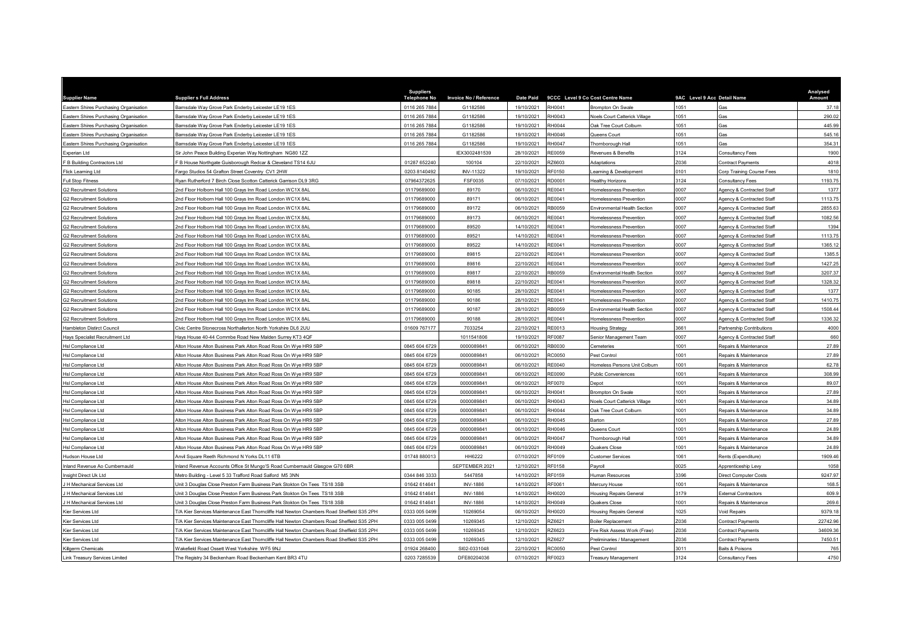| Supplier Name | Supplier s Full Address | Suppliers Telephone No | Invoice No / Reference | Date Paid | 9CCC | Level 9 Co Cost Centre Name | 9AC | Level 9 Acc Detail Name | Analysed Amount |
|---|---|---|---|---|---|---|---|---|---|
| Eastern Shires Purchasing Organisation | Barnsdale Way Grove Park Enderby Leicester LE19 1ES | 0116 265 7884 | G1182586 | 19/10/2021 | RH0041 | Brompton On Swale | 1051 | Gas | 37.18 |
| Eastern Shires Purchasing Organisation | Barnsdale Way Grove Park Enderby Leicester LE19 1ES | 0116 265 7884 | G1182586 | 19/10/2021 | RH0043 | Noels Court Catterick Village | 1051 | Gas | 290.02 |
| Eastern Shires Purchasing Organisation | Barnsdale Way Grove Park Enderby Leicester LE19 1ES | 0116 265 7884 | G1182586 | 19/10/2021 | RH0044 | Oak Tree Court Colburn | 1051 | Gas | 445.99 |
| Eastern Shires Purchasing Organisation | Barnsdale Way Grove Park Enderby Leicester LE19 1ES | 0116 265 7884 | G1182586 | 19/10/2021 | RH0046 | Queens Court | 1051 | Gas | 545.16 |
| Eastern Shires Purchasing Organisation | Barnsdale Way Grove Park Enderby Leicester LE19 1ES | 0116 265 7884 | G1182586 | 19/10/2021 | RH0047 | Thornborough Hall | 1051 | Gas | 354.31 |
| Experian Ltd | Sir John Peace Building Experian Way Nottingham NG80 1ZZ | | IEX3002481539 | 28/10/2021 | RE0059 | Revenues & Benefits | 3124 | Consultancy Fees | 1900 |
| F B Building Contractors Ltd | F B House Northgate Guisborough Redcar & Cleveland TS14 6JU | 01287 652240 | 100104 | 22/10/2021 | RZ6603 | Adaptations | Z036 | Contract Payments | 4018 |
| Flick Learning Ltd | Fargo Studios 54 Grafton Street Coventry CV1 2HW | 0203 8140492 | INV-11322 | 19/10/2021 | RF0150 | Learning & Development | 0101 | Corp Training Course Fees | 1810 |
| Full Stop Fitness | Ryan Rutherford 7 Birch Close Scotton Catterick Garrison DL9 3RG | 07964372625 | FSF0035 | 07/10/2021 | RD0001 | Healthy Horizons | 3124 | Consultancy Fees | 1193.75 |
| G2 Recruitment Solutions | 2nd Floor Holborn Hall 100 Grays Inn Road London WC1X 8AL | 01179689000 | 89170 | 06/10/2021 | RE0041 | Homelessness Prevention | 0007 | Agency & Contracted Staff | 1377 |
| G2 Recruitment Solutions | 2nd Floor Holborn Hall 100 Grays Inn Road London WC1X 8AL | 01179689000 | 89171 | 06/10/2021 | RE0041 | Homelessness Prevention | 0007 | Agency & Contracted Staff | 1113.75 |
| G2 Recruitment Solutions | 2nd Floor Holborn Hall 100 Grays Inn Road London WC1X 8AL | 01179689000 | 89172 | 06/10/2021 | RB0059 | Environmental Health Section | 0007 | Agency & Contracted Staff | 2855.63 |
| G2 Recruitment Solutions | 2nd Floor Holborn Hall 100 Grays Inn Road London WC1X 8AL | 01179689000 | 89173 | 06/10/2021 | RE0041 | Homelessness Prevention | 0007 | Agency & Contracted Staff | 1082.56 |
| G2 Recruitment Solutions | 2nd Floor Holborn Hall 100 Grays Inn Road London WC1X 8AL | 01179689000 | 89520 | 14/10/2021 | RE0041 | Homelessness Prevention | 0007 | Agency & Contracted Staff | 1394 |
| G2 Recruitment Solutions | 2nd Floor Holborn Hall 100 Grays Inn Road London WC1X 8AL | 01179689000 | 89521 | 14/10/2021 | RE0041 | Homelessness Prevention | 0007 | Agency & Contracted Staff | 1113.75 |
| G2 Recruitment Solutions | 2nd Floor Holborn Hall 100 Grays Inn Road London WC1X 8AL | 01179689000 | 89522 | 14/10/2021 | RE0041 | Homelessness Prevention | 0007 | Agency & Contracted Staff | 1365.12 |
| G2 Recruitment Solutions | 2nd Floor Holborn Hall 100 Grays Inn Road London WC1X 8AL | 01179689000 | 89815 | 22/10/2021 | RE0041 | Homelessness Prevention | 0007 | Agency & Contracted Staff | 1385.5 |
| G2 Recruitment Solutions | 2nd Floor Holborn Hall 100 Grays Inn Road London WC1X 8AL | 01179689000 | 89816 | 22/10/2021 | RE0041 | Homelessness Prevention | 0007 | Agency & Contracted Staff | 1427.25 |
| G2 Recruitment Solutions | 2nd Floor Holborn Hall 100 Grays Inn Road London WC1X 8AL | 01179689000 | 89817 | 22/10/2021 | RB0059 | Environmental Health Section | 0007 | Agency & Contracted Staff | 3207.37 |
| G2 Recruitment Solutions | 2nd Floor Holborn Hall 100 Grays Inn Road London WC1X 8AL | 01179689000 | 89818 | 22/10/2021 | RE0041 | Homelessness Prevention | 0007 | Agency & Contracted Staff | 1328.32 |
| G2 Recruitment Solutions | 2nd Floor Holborn Hall 100 Grays Inn Road London WC1X 8AL | 01179689000 | 90185 | 28/10/2021 | RE0041 | Homelessness Prevention | 0007 | Agency & Contracted Staff | 1377 |
| G2 Recruitment Solutions | 2nd Floor Holborn Hall 100 Grays Inn Road London WC1X 8AL | 01179689000 | 90186 | 28/10/2021 | RE0041 | Homelessness Prevention | 0007 | Agency & Contracted Staff | 1410.75 |
| G2 Recruitment Solutions | 2nd Floor Holborn Hall 100 Grays Inn Road London WC1X 8AL | 01179689000 | 90187 | 28/10/2021 | RB0059 | Environmental Health Section | 0007 | Agency & Contracted Staff | 1508.44 |
| G2 Recruitment Solutions | 2nd Floor Holborn Hall 100 Grays Inn Road London WC1X 8AL | 01179689000 | 90188 | 28/10/2021 | RE0041 | Homelessness Prevention | 0007 | Agency & Contracted Staff | 1336.32 |
| Hambleton Distirct Council | Civic Centre Stonecross Northallerton North Yorkshire DL6 2UU | 01609 767177 | 7033254 | 22/10/2021 | RE0013 | Housing Strategy | 3661 | Partnership Contributions | 4000 |
| Hays Specialist Recruitment Ltd | Hays House 40-44 Commbe Road New Malden Surrey KT3 4QF | | 1011541806 | 19/10/2021 | RF0087 | Senior Management Team | 0007 | Agency & Contracted Staff | 660 |
| Hsl Compliance Ltd | Alton House Alton Business Park Alton Road Ross On Wye HR9 5BP | 0845 604 6729 | 0000089841 | 06/10/2021 | RB0030 | Cemeteries | 1001 | Repairs & Maintenance | 27.89 |
| Hsl Compliance Ltd | Alton House Alton Business Park Alton Road Ross On Wye HR9 5BP | 0845 604 6729 | 0000089841 | 06/10/2021 | RC0050 | Pest Control | 1001 | Repairs & Maintenance | 27.89 |
| Hsl Compliance Ltd | Alton House Alton Business Park Alton Road Ross On Wye HR9 5BP | 0845 604 6729 | 0000089841 | 06/10/2021 | RE0040 | Homeless Persons Unit Colburn | 1001 | Repairs & Maintenance | 62.78 |
| Hsl Compliance Ltd | Alton House Alton Business Park Alton Road Ross On Wye HR9 5BP | 0845 604 6729 | 0000089841 | 06/10/2021 | RE0090 | Public Conveniences | 1001 | Repairs & Maintenance | 308.99 |
| Hsl Compliance Ltd | Alton House Alton Business Park Alton Road Ross On Wye HR9 5BP | 0845 604 6729 | 0000089841 | 06/10/2021 | RF0070 | Depot | 1001 | Repairs & Maintenance | 89.07 |
| Hsl Compliance Ltd | Alton House Alton Business Park Alton Road Ross On Wye HR9 5BP | 0845 604 6729 | 0000089841 | 06/10/2021 | RH0041 | Brompton On Swale | 1001 | Repairs & Maintenance | 27.89 |
| Hsl Compliance Ltd | Alton House Alton Business Park Alton Road Ross On Wye HR9 5BP | 0845 604 6729 | 0000089841 | 06/10/2021 | RH0043 | Noels Court Catterick Village | 1001 | Repairs & Maintenance | 34.89 |
| Hsl Compliance Ltd | Alton House Alton Business Park Alton Road Ross On Wye HR9 5BP | 0845 604 6729 | 0000089841 | 06/10/2021 | RH0044 | Oak Tree Court Colburn | 1001 | Repairs & Maintenance | 34.89 |
| Hsl Compliance Ltd | Alton House Alton Business Park Alton Road Ross On Wye HR9 5BP | 0845 604 6729 | 0000089841 | 06/10/2021 | RH0045 | Barton | 1001 | Repairs & Maintenance | 27.89 |
| Hsl Compliance Ltd | Alton House Alton Business Park Alton Road Ross On Wye HR9 5BP | 0845 604 6729 | 0000089841 | 06/10/2021 | RH0046 | Queens Court | 1001 | Repairs & Maintenance | 24.89 |
| Hsl Compliance Ltd | Alton House Alton Business Park Alton Road Ross On Wye HR9 5BP | 0845 604 6729 | 0000089841 | 06/10/2021 | RH0047 | Thornborough Hall | 1001 | Repairs & Maintenance | 34.89 |
| Hsl Compliance Ltd | Alton House Alton Business Park Alton Road Ross On Wye HR9 5BP | 0845 604 6729 | 0000089841 | 06/10/2021 | RH0049 | Quakers Close | 1001 | Repairs & Maintenance | 24.89 |
| Hudson House Ltd | Anvil Square Reeth Richmond N Yorks DL11 6TB | 01748 880013 | HH6222 | 07/10/2021 | RF0109 | Customer Services | 1061 | Rents (Expenditure) | 1909.46 |
| Inland Revenue Ao Cumbernauld | Inland Revenue Accounts Office St Mungo'S Road Cumbernauld Glasgow G70 6BR | | SEPTEMBER 2021 | 12/10/2021 | RF0158 | Payroll | 0025 | Apprenticeship Levy | 1058 |
| Insight Direct Uk Ltd | Metro Building - Level 5 33 Trafford Road Salford M5 3NN | 0344 846 3333 | 5447858 | 14/10/2021 | RF0159 | Human Resources | 3396 | Direct Computer Costs | 9247.97 |
| J H Mechanical Services Ltd | Unit 3 Douglas Close Preston Farm Business Park Stokton On Tees TS18 3SB | 01642 614641 | INV-1886 | 14/10/2021 | RF0061 | Mercury House | 1001 | Repairs & Maintenance | 168.5 |
| J H Mechanical Services Ltd | Unit 3 Douglas Close Preston Farm Business Park Stokton On Tees TS18 3SB | 01642 614641 | INV-1886 | 14/10/2021 | RH0020 | Housing Repairs General | 3179 | External Contractors | 609.9 |
| J H Mechanical Services Ltd | Unit 3 Douglas Close Preston Farm Business Park Stokton On Tees TS18 3SB | 01642 614641 | INV-1886 | 14/10/2021 | RH0049 | Quakers Close | 1001 | Repairs & Maintenance | 269.6 |
| Kier Services Ltd | T/A Kier Services Maintenance East Thorncliffe Hall Newton Chambers Road Sheffield S35 2PH | 0333 005 0499 | 10269054 | 06/10/2021 | RH0020 | Housing Repairs General | 1025 | Void Repairs | 9379.18 |
| Kier Services Ltd | T/A Kier Services Maintenance East Thorncliffe Hall Newton Chambers Road Sheffield S35 2PH | 0333 005 0499 | 10269345 | 12/10/2021 | RZ6621 | Boiler Replacement | Z036 | Contract Payments | 22742.96 |
| Kier Services Ltd | T/A Kier Services Maintenance East Thorncliffe Hall Newton Chambers Road Sheffield S35 2PH | 0333 005 0499 | 10269345 | 12/10/2021 | RZ6623 | Fire Risk Assess Work (Fraw) | Z036 | Contract Payments | 34609.36 |
| Kier Services Ltd | T/A Kier Services Maintenance East Thorncliffe Hall Newton Chambers Road Sheffield S35 2PH | 0333 005 0499 | 10269345 | 12/10/2021 | RZ6627 | Preliminaries / Management | Z036 | Contract Payments | 7450.51 |
| Killgerm Chemicals | Wakefield Road Ossett West Yorkshire WF5 9NJ | 01924 268400 | SI02-0331048 | 22/10/2021 | RC0050 | Pest Control | 3011 | Baits & Poisons | 765 |
| Link Treasury Services Limited | The Registry 34 Beckenham Road Beckenham Kent BR3 4TU | 0203 7285539 | DFE80204036 | 07/10/2021 | RF0023 | Treasury Management | 3124 | Consultancy Fees | 4750 |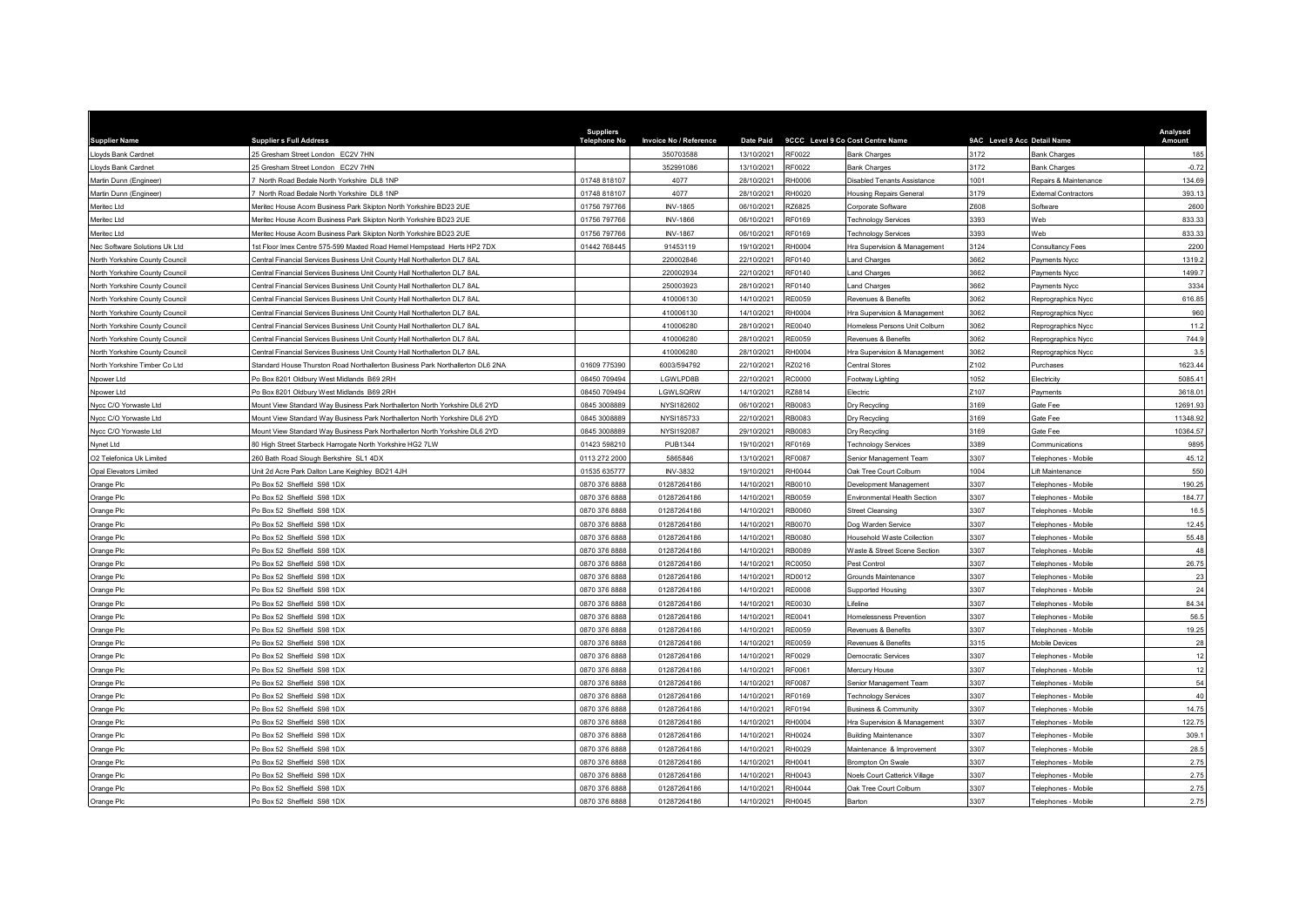| Supplier Name | Supplier s Full Address | Suppliers Telephone No | Invoice No / Reference | Date Paid | 9CCC Level 9 Co Cost Centre Name | | 9AC Level 9 Acc Detail Name | | Analysed Amount |
|---|---|---|---|---|---|---|---|---|---|
| Lloyds Bank Cardnet | 25 Gresham Street London EC2V 7HN | | 350703588 | 13/10/2021 | RF0022 | Bank Charges | 3172 | Bank Charges | 185 |
| Lloyds Bank Cardnet | 25 Gresham Street London EC2V 7HN | | 352991086 | 13/10/2021 | RF0022 | Bank Charges | 3172 | Bank Charges | -0.72 |
| Martin Dunn (Engineer) | 7 North Road Bedale North Yorkshire DL8 1NP | 01748 818107 | 4077 | 28/10/2021 | RH0006 | Disabled Tenants Assistance | 1001 | Repairs & Maintenance | 134.69 |
| Martin Dunn (Engineer) | 7 North Road Bedale North Yorkshire DL8 1NP | 01748 818107 | 4077 | 28/10/2021 | RH0020 | Housing Repairs General | 3179 | External Contractors | 393.13 |
| Meritec Ltd | Meritec House Acorn Business Park Skipton North Yorkshire BD23 2UE | 01756 797766 | INV-1865 | 06/10/2021 | RZ6825 | Corporate Software | Z608 | Software | 2600 |
| Meritec Ltd | Meritec House Acorn Business Park Skipton North Yorkshire BD23 2UE | 01756 797766 | INV-1866 | 06/10/2021 | RF0169 | Technology Services | 3393 | Web | 833.33 |
| Meritec Ltd | Meritec House Acorn Business Park Skipton North Yorkshire BD23 2UE | 01756 797766 | INV-1867 | 06/10/2021 | RF0169 | Technology Services | 3393 | Web | 833.33 |
| Nec Software Solutions Uk Ltd | 1st Floor Imex Centre 575-599 Maxted Road Hemel Hempstead Herts HP2 7DX | 01442 768445 | 91453119 | 19/10/2021 | RH0004 | Hra Supervision & Management | 3124 | Consultancy Fees | 2200 |
| North Yorkshire County Council | Central Financial Services Business Unit County Hall Northallerton DL7 8AL | | 220002846 | 22/10/2021 | RF0140 | Land Charges | 3662 | Payments Nycc | 1319.2 |
| North Yorkshire County Council | Central Financial Services Business Unit County Hall Northallerton DL7 8AL | | 220002934 | 22/10/2021 | RF0140 | Land Charges | 3662 | Payments Nycc | 1499.7 |
| North Yorkshire County Council | Central Financial Services Business Unit County Hall Northallerton DL7 8AL | | 250003923 | 28/10/2021 | RF0140 | Land Charges | 3662 | Payments Nycc | 3334 |
| North Yorkshire County Council | Central Financial Services Business Unit County Hall Northallerton DL7 8AL | | 410006130 | 14/10/2021 | RE0059 | Revenues & Benefits | 3062 | Reprographics Nycc | 616.85 |
| North Yorkshire County Council | Central Financial Services Business Unit County Hall Northallerton DL7 8AL | | 410006130 | 14/10/2021 | RH0004 | Hra Supervision & Management | 3062 | Reprographics Nycc | 960 |
| North Yorkshire County Council | Central Financial Services Business Unit County Hall Northallerton DL7 8AL | | 410006280 | 28/10/2021 | RE0040 | Homeless Persons Unit Colburn | 3062 | Reprographics Nycc | 11.2 |
| North Yorkshire County Council | Central Financial Services Business Unit County Hall Northallerton DL7 8AL | | 410006280 | 28/10/2021 | RE0059 | Revenues & Benefits | 3062 | Reprographics Nycc | 744.9 |
| North Yorkshire County Council | Central Financial Services Business Unit County Hall Northallerton DL7 8AL | | 410006280 | 28/10/2021 | RH0004 | Hra Supervision & Management | 3062 | Reprographics Nycc | 3.5 |
| North Yorkshire Timber Co Ltd | Standard House Thurston Road Northallerton Business Park Northallerton DL6 2NA | 01609 775390 | 6003/594792 | 22/10/2021 | RZ0216 | Central Stores | Z102 | Purchases | 1623.44 |
| Npower Ltd | Po Box 8201 Oldbury West Midlands B69 2RH | 08450 709494 | LGWLPD8B | 22/10/2021 | RC0000 | Footway Lighting | 1052 | Electricity | 5085.41 |
| Npower Ltd | Po Box 8201 Oldbury West Midlands B69 2RH | 08450 709494 | LGWLSQRW | 14/10/2021 | RZ8814 | Electric | Z107 | Payments | 3618.01 |
| Nycc C/O Yorwaste Ltd | Mount View Standard Way Business Park Northallerton North Yorkshire DL6 2YD | 0845 3008889 | NYSI182602 | 06/10/2021 | RB0083 | Dry Recycling | 3169 | Gate Fee | 12691.93 |
| Nycc C/O Yorwaste Ltd | Mount View Standard Way Business Park Northallerton North Yorkshire DL6 2YD | 0845 3008889 | NYSI185733 | 22/10/2021 | RB0083 | Dry Recycling | 3169 | Gate Fee | 11348.92 |
| Nycc C/O Yorwaste Ltd | Mount View Standard Way Business Park Northallerton North Yorkshire DL6 2YD | 0845 3008889 | NYSI192087 | 29/10/2021 | RB0083 | Dry Recycling | 3169 | Gate Fee | 10364.57 |
| Nynet Ltd | 80 High Street Starbeck Harrogate North Yorkshire HG2 7LW | 01423 598210 | PUB1344 | 19/10/2021 | RF0169 | Technology Services | 3389 | Communications | 9895 |
| O2 Telefonica Uk Limited | 260 Bath Road Slough Berkshire SL1 4DX | 0113 272 2000 | 5865846 | 13/10/2021 | RF0087 | Senior Management Team | 3307 | Telephones - Mobile | 45.12 |
| Opal Elevators Limited | Unit 2d Acre Park Dalton Lane Keighley BD21 4JH | 01535 635777 | INV-3832 | 19/10/2021 | RH0044 | Oak Tree Court Colburn | 1004 | Lift Maintenance | 550 |
| Orange Plc | Po Box 52 Sheffield S98 1DX | 0870 376 8888 | 01287264186 | 14/10/2021 | RB0010 | Development Management | 3307 | Telephones - Mobile | 190.25 |
| Orange Plc | Po Box 52 Sheffield S98 1DX | 0870 376 8888 | 01287264186 | 14/10/2021 | RB0059 | Environmental Health Section | 3307 | Telephones - Mobile | 184.77 |
| Orange Plc | Po Box 52 Sheffield S98 1DX | 0870 376 8888 | 01287264186 | 14/10/2021 | RB0060 | Street Cleansing | 3307 | Telephones - Mobile | 16.5 |
| Orange Plc | Po Box 52 Sheffield S98 1DX | 0870 376 8888 | 01287264186 | 14/10/2021 | RB0070 | Dog Warden Service | 3307 | Telephones - Mobile | 12.45 |
| Orange Plc | Po Box 52 Sheffield S98 1DX | 0870 376 8888 | 01287264186 | 14/10/2021 | RB0080 | Household Waste Collection | 3307 | Telephones - Mobile | 55.48 |
| Orange Plc | Po Box 52 Sheffield S98 1DX | 0870 376 8888 | 01287264186 | 14/10/2021 | RB0089 | Waste & Street Scene Section | 3307 | Telephones - Mobile | 48 |
| Orange Plc | Po Box 52 Sheffield S98 1DX | 0870 376 8888 | 01287264186 | 14/10/2021 | RC0050 | Pest Control | 3307 | Telephones - Mobile | 26.75 |
| Orange Plc | Po Box 52 Sheffield S98 1DX | 0870 376 8888 | 01287264186 | 14/10/2021 | RD0012 | Grounds Maintenance | 3307 | Telephones - Mobile | 23 |
| Orange Plc | Po Box 52 Sheffield S98 1DX | 0870 376 8888 | 01287264186 | 14/10/2021 | RE0008 | Supported Housing | 3307 | Telephones - Mobile | 24 |
| Orange Plc | Po Box 52 Sheffield S98 1DX | 0870 376 8888 | 01287264186 | 14/10/2021 | RE0030 | Lifeline | 3307 | Telephones - Mobile | 84.34 |
| Orange Plc | Po Box 52 Sheffield S98 1DX | 0870 376 8888 | 01287264186 | 14/10/2021 | RE0041 | Homelessness Prevention | 3307 | Telephones - Mobile | 56.5 |
| Orange Plc | Po Box 52 Sheffield S98 1DX | 0870 376 8888 | 01287264186 | 14/10/2021 | RE0059 | Revenues & Benefits | 3307 | Telephones - Mobile | 19.25 |
| Orange Plc | Po Box 52 Sheffield S98 1DX | 0870 376 8888 | 01287264186 | 14/10/2021 | RE0059 | Revenues & Benefits | 3315 | Mobile Devices | 28 |
| Orange Plc | Po Box 52 Sheffield S98 1DX | 0870 376 8888 | 01287264186 | 14/10/2021 | RF0029 | Democratic Services | 3307 | Telephones - Mobile | 12 |
| Orange Plc | Po Box 52 Sheffield S98 1DX | 0870 376 8888 | 01287264186 | 14/10/2021 | RF0061 | Mercury House | 3307 | Telephones - Mobile | 12 |
| Orange Plc | Po Box 52 Sheffield S98 1DX | 0870 376 8888 | 01287264186 | 14/10/2021 | RF0087 | Senior Management Team | 3307 | Telephones - Mobile | 54 |
| Orange Plc | Po Box 52 Sheffield S98 1DX | 0870 376 8888 | 01287264186 | 14/10/2021 | RF0169 | Technology Services | 3307 | Telephones - Mobile | 40 |
| Orange Plc | Po Box 52 Sheffield S98 1DX | 0870 376 8888 | 01287264186 | 14/10/2021 | RF0194 | Business & Community | 3307 | Telephones - Mobile | 14.75 |
| Orange Plc | Po Box 52 Sheffield S98 1DX | 0870 376 8888 | 01287264186 | 14/10/2021 | RH0004 | Hra Supervision & Management | 3307 | Telephones - Mobile | 122.75 |
| Orange Plc | Po Box 52 Sheffield S98 1DX | 0870 376 8888 | 01287264186 | 14/10/2021 | RH0024 | Building Maintenance | 3307 | Telephones - Mobile | 309.1 |
| Orange Plc | Po Box 52 Sheffield S98 1DX | 0870 376 8888 | 01287264186 | 14/10/2021 | RH0029 | Maintenance & Improvement | 3307 | Telephones - Mobile | 28.5 |
| Orange Plc | Po Box 52 Sheffield S98 1DX | 0870 376 8888 | 01287264186 | 14/10/2021 | RH0041 | Brompton On Swale | 3307 | Telephones - Mobile | 2.75 |
| Orange Plc | Po Box 52 Sheffield S98 1DX | 0870 376 8888 | 01287264186 | 14/10/2021 | RH0043 | Noels Court Catterick Village | 3307 | Telephones - Mobile | 2.75 |
| Orange Plc | Po Box 52 Sheffield S98 1DX | 0870 376 8888 | 01287264186 | 14/10/2021 | RH0044 | Oak Tree Court Colburn | 3307 | Telephones - Mobile | 2.75 |
| Orange Plc | Po Box 52 Sheffield S98 1DX | 0870 376 8888 | 01287264186 | 14/10/2021 | RH0045 | Barton | 3307 | Telephones - Mobile | 2.75 |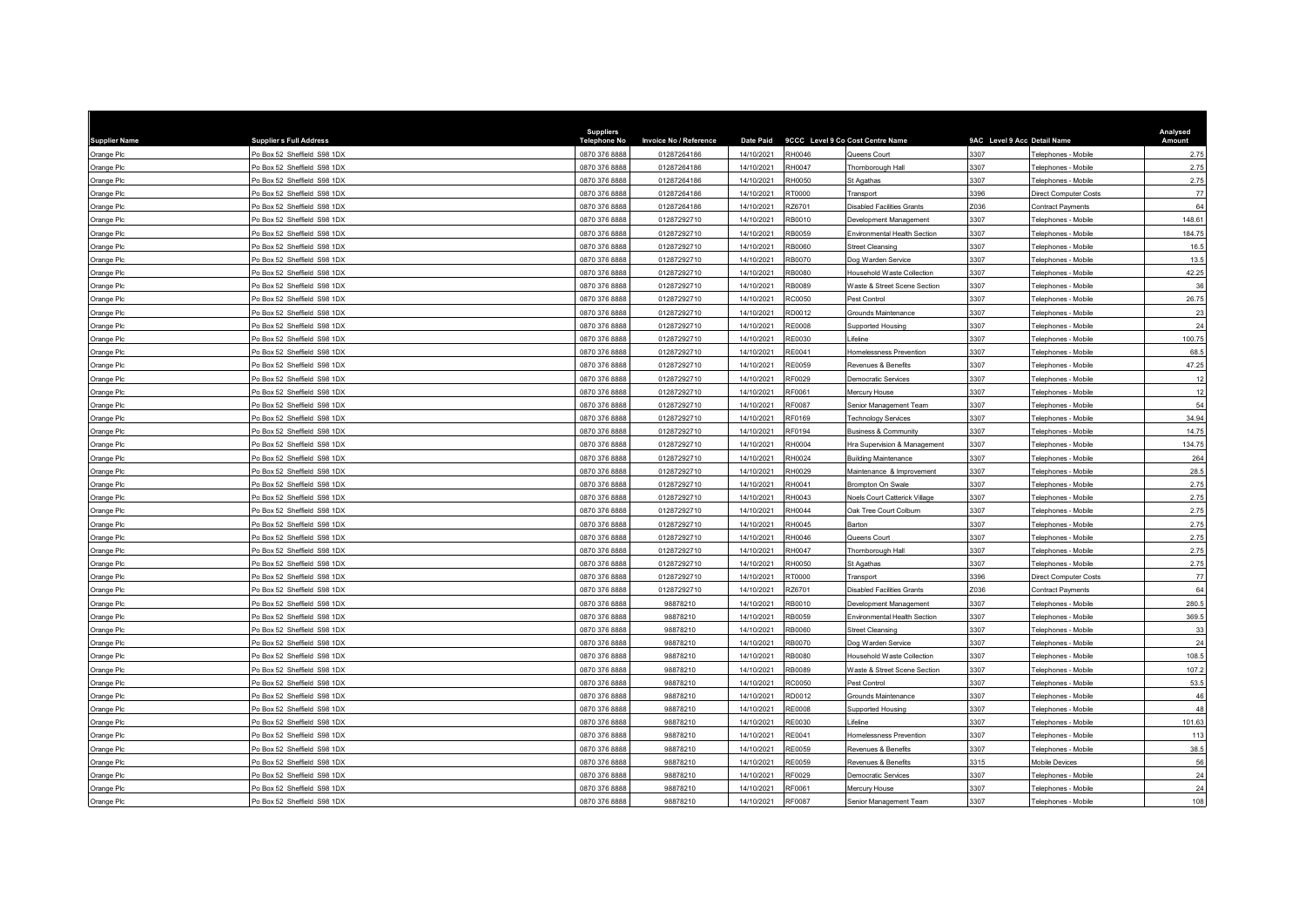| Supplier Name | Supplier s Full Address | Suppliers Telephone No | Invoice No / Reference | Date Paid | 9CCC Level 9 Co Cost Centre Name | | 9AC Level 9 Acc Detail Name | | Analysed Amount |
|---|---|---|---|---|---|---|---|---|---|
| Orange Plc | Po Box 52 Sheffield S98 1DX | 0870 376 8888 | 01287264186 | 14/10/2021 | RH0046 | Queens Court | 3307 | Telephones - Mobile | 2.75 |
| Orange Plc | Po Box 52 Sheffield S98 1DX | 0870 376 8888 | 01287264186 | 14/10/2021 | RH0047 | Thornborough Hall | 3307 | Telephones - Mobile | 2.75 |
| Orange Plc | Po Box 52 Sheffield S98 1DX | 0870 376 8888 | 01287264186 | 14/10/2021 | RH0050 | St Agathas | 3307 | Telephones - Mobile | 2.75 |
| Orange Plc | Po Box 52 Sheffield S98 1DX | 0870 376 8888 | 01287264186 | 14/10/2021 | RT0000 | Transport | 3396 | Direct Computer Costs | 77 |
| Orange Plc | Po Box 52 Sheffield S98 1DX | 0870 376 8888 | 01287264186 | 14/10/2021 | RZ6701 | Disabled Facilities Grants | Z036 | Contract Payments | 64 |
| Orange Plc | Po Box 52 Sheffield S98 1DX | 0870 376 8888 | 01287292710 | 14/10/2021 | RB0010 | Development Management | 3307 | Telephones - Mobile | 148.61 |
| Orange Plc | Po Box 52 Sheffield S98 1DX | 0870 376 8888 | 01287292710 | 14/10/2021 | RB0059 | Environmental Health Section | 3307 | Telephones - Mobile | 184.75 |
| Orange Plc | Po Box 52 Sheffield S98 1DX | 0870 376 8888 | 01287292710 | 14/10/2021 | RB0060 | Street Cleansing | 3307 | Telephones - Mobile | 16.5 |
| Orange Plc | Po Box 52 Sheffield S98 1DX | 0870 376 8888 | 01287292710 | 14/10/2021 | RB0070 | Dog Warden Service | 3307 | Telephones - Mobile | 13.5 |
| Orange Plc | Po Box 52 Sheffield S98 1DX | 0870 376 8888 | 01287292710 | 14/10/2021 | RB0080 | Household Waste Collection | 3307 | Telephones - Mobile | 42.25 |
| Orange Plc | Po Box 52 Sheffield S98 1DX | 0870 376 8888 | 01287292710 | 14/10/2021 | RB0089 | Waste & Street Scene Section | 3307 | Telephones - Mobile | 36 |
| Orange Plc | Po Box 52 Sheffield S98 1DX | 0870 376 8888 | 01287292710 | 14/10/2021 | RC0050 | Pest Control | 3307 | Telephones - Mobile | 26.75 |
| Orange Plc | Po Box 52 Sheffield S98 1DX | 0870 376 8888 | 01287292710 | 14/10/2021 | RD0012 | Grounds Maintenance | 3307 | Telephones - Mobile | 23 |
| Orange Plc | Po Box 52 Sheffield S98 1DX | 0870 376 8888 | 01287292710 | 14/10/2021 | RE0008 | Supported Housing | 3307 | Telephones - Mobile | 24 |
| Orange Plc | Po Box 52 Sheffield S98 1DX | 0870 376 8888 | 01287292710 | 14/10/2021 | RE0030 | Lifeline | 3307 | Telephones - Mobile | 100.75 |
| Orange Plc | Po Box 52 Sheffield S98 1DX | 0870 376 8888 | 01287292710 | 14/10/2021 | RE0041 | Homelessness Prevention | 3307 | Telephones - Mobile | 68.5 |
| Orange Plc | Po Box 52 Sheffield S98 1DX | 0870 376 8888 | 01287292710 | 14/10/2021 | RE0059 | Revenues & Benefits | 3307 | Telephones - Mobile | 47.25 |
| Orange Plc | Po Box 52 Sheffield S98 1DX | 0870 376 8888 | 01287292710 | 14/10/2021 | RF0029 | Democratic Services | 3307 | Telephones - Mobile | 12 |
| Orange Plc | Po Box 52 Sheffield S98 1DX | 0870 376 8888 | 01287292710 | 14/10/2021 | RF0061 | Mercury House | 3307 | Telephones - Mobile | 12 |
| Orange Plc | Po Box 52 Sheffield S98 1DX | 0870 376 8888 | 01287292710 | 14/10/2021 | RF0087 | Senior Management Team | 3307 | Telephones - Mobile | 54 |
| Orange Plc | Po Box 52 Sheffield S98 1DX | 0870 376 8888 | 01287292710 | 14/10/2021 | RF0169 | Technology Services | 3307 | Telephones - Mobile | 34.94 |
| Orange Plc | Po Box 52 Sheffield S98 1DX | 0870 376 8888 | 01287292710 | 14/10/2021 | RF0194 | Business & Community | 3307 | Telephones - Mobile | 14.75 |
| Orange Plc | Po Box 52 Sheffield S98 1DX | 0870 376 8888 | 01287292710 | 14/10/2021 | RH0004 | Hra Supervision & Management | 3307 | Telephones - Mobile | 134.75 |
| Orange Plc | Po Box 52 Sheffield S98 1DX | 0870 376 8888 | 01287292710 | 14/10/2021 | RH0024 | Building Maintenance | 3307 | Telephones - Mobile | 264 |
| Orange Plc | Po Box 52 Sheffield S98 1DX | 0870 376 8888 | 01287292710 | 14/10/2021 | RH0029 | Maintenance & Improvement | 3307 | Telephones - Mobile | 28.5 |
| Orange Plc | Po Box 52 Sheffield S98 1DX | 0870 376 8888 | 01287292710 | 14/10/2021 | RH0041 | Brompton On Swale | 3307 | Telephones - Mobile | 2.75 |
| Orange Plc | Po Box 52 Sheffield S98 1DX | 0870 376 8888 | 01287292710 | 14/10/2021 | RH0043 | Noels Court Catterick Village | 3307 | Telephones - Mobile | 2.75 |
| Orange Plc | Po Box 52 Sheffield S98 1DX | 0870 376 8888 | 01287292710 | 14/10/2021 | RH0044 | Oak Tree Court Colburn | 3307 | Telephones - Mobile | 2.75 |
| Orange Plc | Po Box 52 Sheffield S98 1DX | 0870 376 8888 | 01287292710 | 14/10/2021 | RH0045 | Barton | 3307 | Telephones - Mobile | 2.75 |
| Orange Plc | Po Box 52 Sheffield S98 1DX | 0870 376 8888 | 01287292710 | 14/10/2021 | RH0046 | Queens Court | 3307 | Telephones - Mobile | 2.75 |
| Orange Plc | Po Box 52 Sheffield S98 1DX | 0870 376 8888 | 01287292710 | 14/10/2021 | RH0047 | Thornborough Hall | 3307 | Telephones - Mobile | 2.75 |
| Orange Plc | Po Box 52 Sheffield S98 1DX | 0870 376 8888 | 01287292710 | 14/10/2021 | RH0050 | St Agathas | 3307 | Telephones - Mobile | 2.75 |
| Orange Plc | Po Box 52 Sheffield S98 1DX | 0870 376 8888 | 01287292710 | 14/10/2021 | RT0000 | Transport | 3396 | Direct Computer Costs | 77 |
| Orange Plc | Po Box 52 Sheffield S98 1DX | 0870 376 8888 | 01287292710 | 14/10/2021 | RZ6701 | Disabled Facilities Grants | Z036 | Contract Payments | 64 |
| Orange Plc | Po Box 52 Sheffield S98 1DX | 0870 376 8888 | 98878210 | 14/10/2021 | RB0010 | Development Management | 3307 | Telephones - Mobile | 280.5 |
| Orange Plc | Po Box 52 Sheffield S98 1DX | 0870 376 8888 | 98878210 | 14/10/2021 | RB0059 | Environmental Health Section | 3307 | Telephones - Mobile | 369.5 |
| Orange Plc | Po Box 52 Sheffield S98 1DX | 0870 376 8888 | 98878210 | 14/10/2021 | RB0060 | Street Cleansing | 3307 | Telephones - Mobile | 33 |
| Orange Plc | Po Box 52 Sheffield S98 1DX | 0870 376 8888 | 98878210 | 14/10/2021 | RB0070 | Dog Warden Service | 3307 | Telephones - Mobile | 24 |
| Orange Plc | Po Box 52 Sheffield S98 1DX | 0870 376 8888 | 98878210 | 14/10/2021 | RB0080 | Household Waste Collection | 3307 | Telephones - Mobile | 108.5 |
| Orange Plc | Po Box 52 Sheffield S98 1DX | 0870 376 8888 | 98878210 | 14/10/2021 | RB0089 | Waste & Street Scene Section | 3307 | Telephones - Mobile | 107.2 |
| Orange Plc | Po Box 52 Sheffield S98 1DX | 0870 376 8888 | 98878210 | 14/10/2021 | RC0050 | Pest Control | 3307 | Telephones - Mobile | 53.5 |
| Orange Plc | Po Box 52 Sheffield S98 1DX | 0870 376 8888 | 98878210 | 14/10/2021 | RD0012 | Grounds Maintenance | 3307 | Telephones - Mobile | 46 |
| Orange Plc | Po Box 52 Sheffield S98 1DX | 0870 376 8888 | 98878210 | 14/10/2021 | RE0008 | Supported Housing | 3307 | Telephones - Mobile | 48 |
| Orange Plc | Po Box 52 Sheffield S98 1DX | 0870 376 8888 | 98878210 | 14/10/2021 | RE0030 | Lifeline | 3307 | Telephones - Mobile | 101.63 |
| Orange Plc | Po Box 52 Sheffield S98 1DX | 0870 376 8888 | 98878210 | 14/10/2021 | RE0041 | Homelessness Prevention | 3307 | Telephones - Mobile | 113 |
| Orange Plc | Po Box 52 Sheffield S98 1DX | 0870 376 8888 | 98878210 | 14/10/2021 | RE0059 | Revenues & Benefits | 3307 | Telephones - Mobile | 38.5 |
| Orange Plc | Po Box 52 Sheffield S98 1DX | 0870 376 8888 | 98878210 | 14/10/2021 | RE0059 | Revenues & Benefits | 3315 | Mobile Devices | 56 |
| Orange Plc | Po Box 52 Sheffield S98 1DX | 0870 376 8888 | 98878210 | 14/10/2021 | RF0029 | Democratic Services | 3307 | Telephones - Mobile | 24 |
| Orange Plc | Po Box 52 Sheffield S98 1DX | 0870 376 8888 | 98878210 | 14/10/2021 | RF0061 | Mercury House | 3307 | Telephones - Mobile | 24 |
| Orange Plc | Po Box 52 Sheffield S98 1DX | 0870 376 8888 | 98878210 | 14/10/2021 | RF0087 | Senior Management Team | 3307 | Telephones - Mobile | 108 |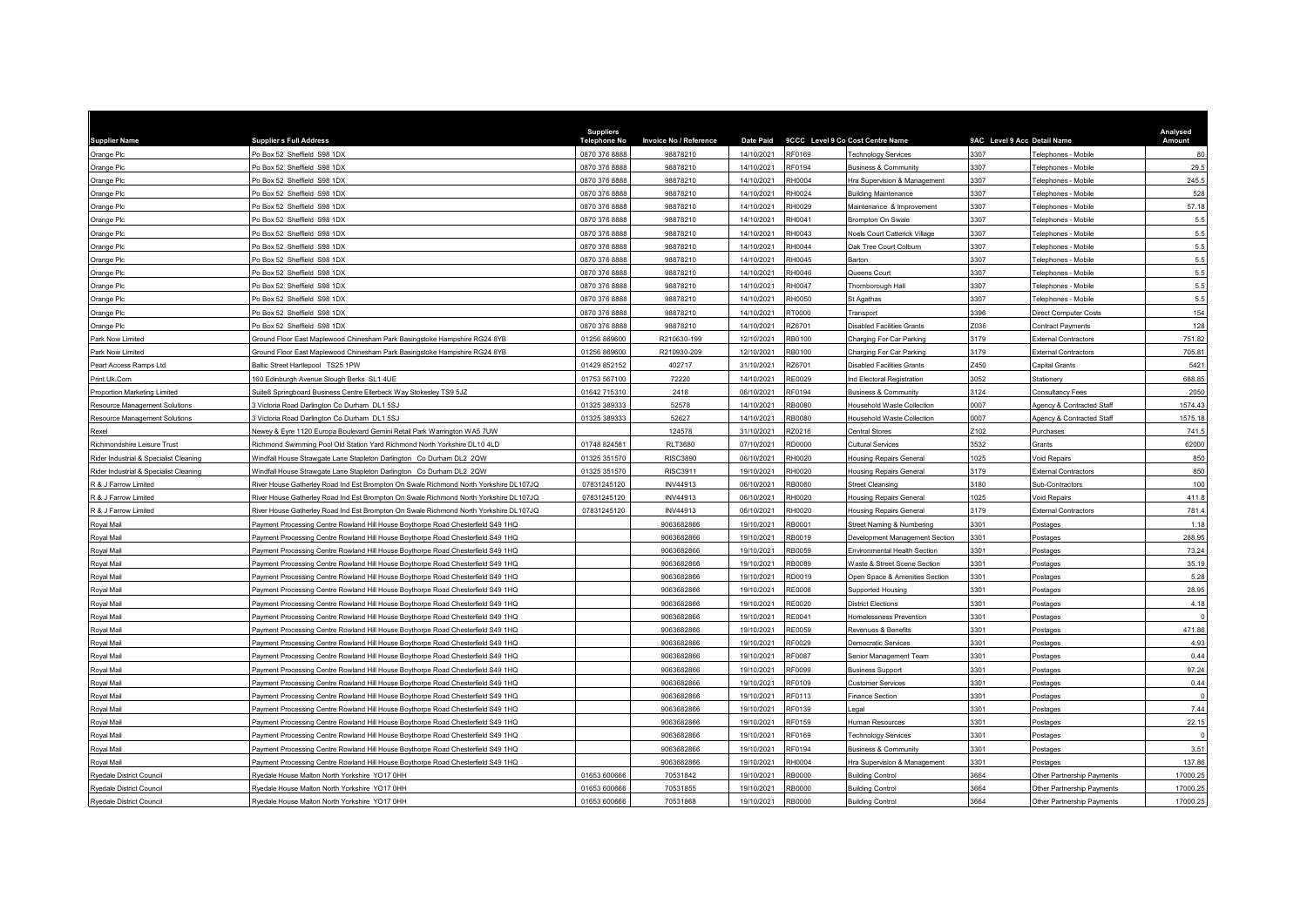| Supplier Name | Supplier s Full Address | Suppliers Telephone No | Invoice No / Reference | Date Paid | 9CCC | Level 9 Co Cost Centre Name | 9AC | Level 9 Acc Detail Name | Analysed Amount |
|---|---|---|---|---|---|---|---|---|---|
| Orange Plc | Po Box 52 Sheffield S98 1DX | 0870 376 8888 | 98878210 | 14/10/2021 | RF0169 | Technology Services | 3307 | Telephones - Mobile | 80 |
| Orange Plc | Po Box 52 Sheffield S98 1DX | 0870 376 8888 | 98878210 | 14/10/2021 | RF0194 | Business & Community | 3307 | Telephones - Mobile | 29.5 |
| Orange Plc | Po Box 52 Sheffield S98 1DX | 0870 376 8888 | 98878210 | 14/10/2021 | RH0004 | Hra Supervision & Management | 3307 | Telephones - Mobile | 245.5 |
| Orange Plc | Po Box 52 Sheffield S98 1DX | 0870 376 8888 | 98878210 | 14/10/2021 | RH0024 | Building Maintenance | 3307 | Telephones - Mobile | 528 |
| Orange Plc | Po Box 52 Sheffield S98 1DX | 0870 376 8888 | 98878210 | 14/10/2021 | RH0029 | Maintenance & Improvement | 3307 | Telephones - Mobile | 57.18 |
| Orange Plc | Po Box 52 Sheffield S98 1DX | 0870 376 8888 | 98878210 | 14/10/2021 | RH0041 | Brompton On Swale | 3307 | Telephones - Mobile | 5.5 |
| Orange Plc | Po Box 52 Sheffield S98 1DX | 0870 376 8888 | 98878210 | 14/10/2021 | RH0043 | Noels Court Catterick Village | 3307 | Telephones - Mobile | 5.5 |
| Orange Plc | Po Box 52 Sheffield S98 1DX | 0870 376 8888 | 98878210 | 14/10/2021 | RH0044 | Oak Tree Court Colburn | 3307 | Telephones - Mobile | 5.5 |
| Orange Plc | Po Box 52 Sheffield S98 1DX | 0870 376 8888 | 98878210 | 14/10/2021 | RH0045 | Barton | 3307 | Telephones - Mobile | 5.5 |
| Orange Plc | Po Box 52 Sheffield S98 1DX | 0870 376 8888 | 98878210 | 14/10/2021 | RH0046 | Queens Court | 3307 | Telephones - Mobile | 5.5 |
| Orange Plc | Po Box 52 Sheffield S98 1DX | 0870 376 8888 | 98878210 | 14/10/2021 | RH0047 | Thornborough Hall | 3307 | Telephones - Mobile | 5.5 |
| Orange Plc | Po Box 52 Sheffield S98 1DX | 0870 376 8888 | 98878210 | 14/10/2021 | RH0050 | St Agathas | 3307 | Telephones - Mobile | 5.5 |
| Orange Plc | Po Box 52 Sheffield S98 1DX | 0870 376 8888 | 98878210 | 14/10/2021 | RT0000 | Transport | 3396 | Direct Computer Costs | 154 |
| Orange Plc | Po Box 52 Sheffield S98 1DX | 0870 376 8888 | 98878210 | 14/10/2021 | RZ6701 | Disabled Facilities Grants | Z036 | Contract Payments | 128 |
| Park Now Limited | Ground Floor East Maplewood Chinesham Park Basingstoke Hampshire RG24 8YB | 01256 869600 | R210630-199 | 12/10/2021 | RB0100 | Charging For Car Parking | 3179 | External Contractors | 751.82 |
| Park Now Limited | Ground Floor East Maplewood Chinesham Park Basingstoke Hampshire RG24 8YB | 01256 869600 | R210930-209 | 12/10/2021 | RB0100 | Charging For Car Parking | 3179 | External Contractors | 705.81 |
| Peart Access Ramps Ltd | Baltic Street Hartlepool TS25 1PW | 01429 852152 | 402717 | 31/10/2021 | RZ6701 | Disabled Facilities Grants | Z450 | Capital Grants | 5421 |
| Print.Uk.Com | 160 Edinburgh Avenue Slough Berks SL1 4UE | 01753 567100 | 72220 | 14/10/2021 | RE0029 | Ind Electoral Registration | 3052 | Stationery | 688.85 |
| Proportion Marketing Limited | Suite8 Springboard Business Centre Ellerbeck Way Stokesley TS9 5JZ | 01642 715310 | 2418 | 06/10/2021 | RF0194 | Business & Community | 3124 | Consultancy Fees | 2050 |
| Resource Management Solutions | 3 Victoria Road Darlington Co Durham DL1 5SJ | 01325 389333 | 52578 | 14/10/2021 | RB0080 | Household Waste Collection | 0007 | Agency & Contracted Staff | 1574.43 |
| Resource Management Solutions | 3 Victoria Road Darlington Co Durham DL1 5SJ | 01325 389333 | 52627 | 14/10/2021 | RB0080 | Household Waste Collection | 0007 | Agency & Contracted Staff | 1575.18 |
| Rexel | Newey & Eyre 1120 Europa Boulevard Gemini Retail Park Warrington WA5 7UW | | 124578 | 31/10/2021 | RZ0216 | Central Stores | Z102 | Purchases | 741.5 |
| Richmondshire Leisure Trust | Richmond Swimming Pool Old Station Yard Richmond North Yorkshire DL10 4LD | 01748 824581 | RLT3680 | 07/10/2021 | RD0000 | Cultural Services | 3532 | Grants | 62000 |
| Rider Industrial & Specialist Cleaning | Windfall House Strawgate Lane Stapleton Darlington Co Durham DL2 2QW | 01325 351570 | RISC3890 | 06/10/2021 | RH0020 | Housing Repairs General | 1025 | Void Repairs | 850 |
| Rider Industrial & Specialist Cleaning | Windfall House Strawgate Lane Stapleton Darlington Co Durham DL2 2QW | 01325 351570 | RISC3911 | 19/10/2021 | RH0020 | Housing Repairs General | 3179 | External Contractors | 850 |
| R & J Farrow Limited | River House Gatherley Road Ind Est Brompton On Swale Richmond North Yorkshire DL107JQ | 07831245120 | INV44913 | 06/10/2021 | RB0060 | Street Cleansing | 3180 | Sub-Contractors | 100 |
| R & J Farrow Limited | River House Gatherley Road Ind Est Brompton On Swale Richmond North Yorkshire DL107JQ | 07831245120 | INV44913 | 06/10/2021 | RH0020 | Housing Repairs General | 1025 | Void Repairs | 411.8 |
| R & J Farrow Limited | River House Gatherley Road Ind Est Brompton On Swale Richmond North Yorkshire DL107JQ | 07831245120 | INV44913 | 06/10/2021 | RH0020 | Housing Repairs General | 3179 | External Contractors | 781.4 |
| Royal Mail | Payment Processing Centre Rowland Hill House Boythorpe Road Chesterfield S49 1HQ | | 9063682866 | 19/10/2021 | RB0001 | Street Naming & Numbering | 3301 | Postages | 1.18 |
| Royal Mail | Payment Processing Centre Rowland Hill House Boythorpe Road Chesterfield S49 1HQ | | 9063682866 | 19/10/2021 | RB0019 | Development Management Section | 3301 | Postages | 288.95 |
| Royal Mail | Payment Processing Centre Rowland Hill House Boythorpe Road Chesterfield S49 1HQ | | 9063682866 | 19/10/2021 | RB0059 | Environmental Health Section | 3301 | Postages | 73.24 |
| Royal Mail | Payment Processing Centre Rowland Hill House Boythorpe Road Chesterfield S49 1HQ | | 9063682866 | 19/10/2021 | RB0089 | Waste & Street Scene Section | 3301 | Postages | 35.19 |
| Royal Mail | Payment Processing Centre Rowland Hill House Boythorpe Road Chesterfield S49 1HQ | | 9063682866 | 19/10/2021 | RD0019 | Open Space & Amenities Section | 3301 | Postages | 5.28 |
| Royal Mail | Payment Processing Centre Rowland Hill House Boythorpe Road Chesterfield S49 1HQ | | 9063682866 | 19/10/2021 | RE0008 | Supported Housing | 3301 | Postages | 28.95 |
| Royal Mail | Payment Processing Centre Rowland Hill House Boythorpe Road Chesterfield S49 1HQ | | 9063682866 | 19/10/2021 | RE0020 | District Elections | 3301 | Postages | 4.18 |
| Royal Mail | Payment Processing Centre Rowland Hill House Boythorpe Road Chesterfield S49 1HQ | | 9063682866 | 19/10/2021 | RE0041 | Homelessness Prevention | 3301 | Postages | 0 |
| Royal Mail | Payment Processing Centre Rowland Hill House Boythorpe Road Chesterfield S49 1HQ | | 9063682866 | 19/10/2021 | RE0059 | Revenues & Benefits | 3301 | Postages | 471.86 |
| Royal Mail | Payment Processing Centre Rowland Hill House Boythorpe Road Chesterfield S49 1HQ | | 9063682866 | 19/10/2021 | RF0029 | Democratic Services | 3301 | Postages | 4.93 |
| Royal Mail | Payment Processing Centre Rowland Hill House Boythorpe Road Chesterfield S49 1HQ | | 9063682866 | 19/10/2021 | RF0087 | Senior Management Team | 3301 | Postages | 0.44 |
| Royal Mail | Payment Processing Centre Rowland Hill House Boythorpe Road Chesterfield S49 1HQ | | 9063682866 | 19/10/2021 | RF0099 | Business Support | 3301 | Postages | 97.24 |
| Royal Mail | Payment Processing Centre Rowland Hill House Boythorpe Road Chesterfield S49 1HQ | | 9063682866 | 19/10/2021 | RF0109 | Customer Services | 3301 | Postages | 0.44 |
| Royal Mail | Payment Processing Centre Rowland Hill House Boythorpe Road Chesterfield S49 1HQ | | 9063682866 | 19/10/2021 | RF0113 | Finance Section | 3301 | Postages | 0 |
| Royal Mail | Payment Processing Centre Rowland Hill House Boythorpe Road Chesterfield S49 1HQ | | 9063682866 | 19/10/2021 | RF0139 | Legal | 3301 | Postages | 7.44 |
| Royal Mail | Payment Processing Centre Rowland Hill House Boythorpe Road Chesterfield S49 1HQ | | 9063682866 | 19/10/2021 | RF0159 | Human Resources | 3301 | Postages | 22.15 |
| Royal Mail | Payment Processing Centre Rowland Hill House Boythorpe Road Chesterfield S49 1HQ | | 9063682866 | 19/10/2021 | RF0169 | Technology Services | 3301 | Postages | 0 |
| Royal Mail | Payment Processing Centre Rowland Hill House Boythorpe Road Chesterfield S49 1HQ | | 9063682866 | 19/10/2021 | RF0194 | Business & Community | 3301 | Postages | 3.51 |
| Royal Mail | Payment Processing Centre Rowland Hill House Boythorpe Road Chesterfield S49 1HQ | | 9063682866 | 19/10/2021 | RH0004 | Hra Supervision & Management | 3301 | Postages | 137.86 |
| Ryedale District Council | Ryedale House Malton North Yorkshire YO17 0HH | 01653 600666 | 70531842 | 19/10/2021 | RB0000 | Building Control | 3664 | Other Partnership Payments | 17000.25 |
| Ryedale District Council | Ryedale House Malton North Yorkshire YO17 0HH | 01653 600666 | 70531855 | 19/10/2021 | RB0000 | Building Control | 3664 | Other Partnership Payments | 17000.25 |
| Ryedale District Council | Ryedale House Malton North Yorkshire YO17 0HH | 01653 600666 | 70531868 | 19/10/2021 | RB0000 | Building Control | 3664 | Other Partnership Payments | 17000.25 |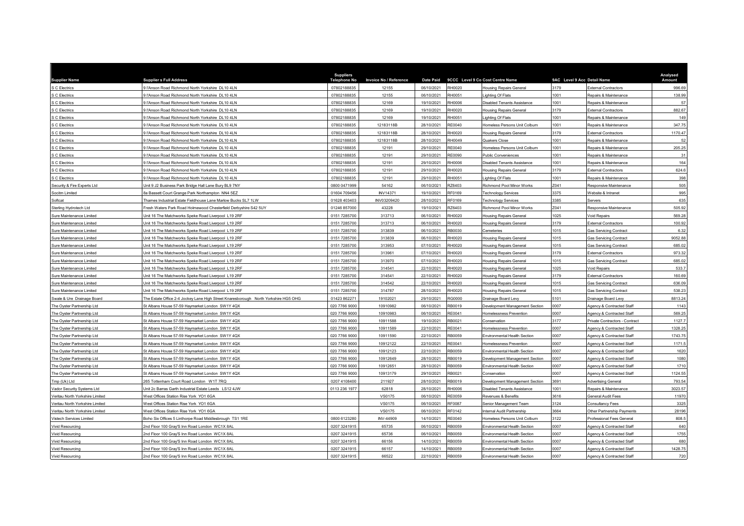| Supplier Name | Supplier s Full Address | Suppliers Telephone No | Invoice No / Reference | Date Paid | 9CCC | Level 9 Co Cost Centre Name | 9AC | Level 9 Acc Detail Name | Analysed Amount |
|---|---|---|---|---|---|---|---|---|---|
| S C Electrics | 9 l'Anson Road Richmond North Yorkshire DL10 4LN | 07802188835 | 12155 | 06/10/2021 | RH0020 | Housing Repairs General | 3179 | External Contractors | 996.69 |
| S C Electrics | 9 l'Anson Road Richmond North Yorkshire DL10 4LN | 07802188835 | 12155 | 06/10/2021 | RH0051 | Lighting Of Flats | 1001 | Repairs & Maintenance | 138.99 |
| S C Electrics | 9 l'Anson Road Richmond North Yorkshire DL10 4LN | 07802188835 | 12169 | 19/10/2021 | RH0006 | Disabled Tenants Assistance | 1001 | Repairs & Maintenance | 57 |
| S C Electrics | 9 l'Anson Road Richmond North Yorkshire DL10 4LN | 07802188835 | 12169 | 19/10/2021 | RH0020 | Housing Repairs General | 3179 | External Contractors | 882.67 |
| S C Electrics | 9 l'Anson Road Richmond North Yorkshire DL10 4LN | 07802188835 | 12169 | 19/10/2021 | RH0051 | Lighting Of Flats | 1001 | Repairs & Maintenance | 149 |
| S C Electrics | 9 l'Anson Road Richmond North Yorkshire DL10 4LN | 07802188835 | 12183118B | 28/10/2021 | RE0040 | Homeless Persons Unit Colburn | 1001 | Repairs & Maintenance | 347.75 |
| S C Electrics | 9 l'Anson Road Richmond North Yorkshire DL10 4LN | 07802188835 | 12183118B | 28/10/2021 | RH0020 | Housing Repairs General | 3179 | External Contractors | 1170.47 |
| S C Electrics | 9 l'Anson Road Richmond North Yorkshire DL10 4LN | 07802188835 | 12183118B | 28/10/2021 | RH0049 | Quakers Close | 1001 | Repairs & Maintenance | 52 |
| S C Electrics | 9 l'Anson Road Richmond North Yorkshire DL10 4LN | 07802188835 | 12191 | 29/10/2021 | RE0040 | Homeless Persons Unit Colburn | 1001 | Repairs & Maintenance | 205.25 |
| S C Electrics | 9 l'Anson Road Richmond North Yorkshire DL10 4LN | 07802188835 | 12191 | 29/10/2021 | RE0090 | Public Conveniences | 1001 | Repairs & Maintenance | 31 |
| S C Electrics | 9 l'Anson Road Richmond North Yorkshire DL10 4LN | 07802188835 | 12191 | 29/10/2021 | RH0006 | Disabled Tenants Assistance | 1001 | Repairs & Maintenance | 164 |
| S C Electrics | 9 l'Anson Road Richmond North Yorkshire DL10 4LN | 07802188835 | 12191 | 29/10/2021 | RH0020 | Housing Repairs General | 3179 | External Contractors | 624.6 |
| S C Electrics | 9 l'Anson Road Richmond North Yorkshire DL10 4LN | 07802188835 | 12191 | 29/10/2021 | RH0051 | Lighting Of Flats | 1001 | Repairs & Maintenance | 398 |
| Security & Fire Experts Ltd | Unit 9 J2 Business Park Bridge Hall Lane Bury BL9 7NY | 0800 0471999 | 54162 | 06/10/2021 | RZ6403 | Richmond Pool Minor Works | Z041 | Responsive Maintenance | 505 |
| Socitm Limited | 8a Bassett Court Grange Park Northampton NN4 5EZ | 01604 709456 | INV14371 | 19/10/2021 | RF0169 | Technology Services | 3375 | Website & Intranet | 995 |
| Softcat | Thames Industrial Estate Fieldhouse Lane Marlow Bucks SL7 1LW | 01628 403403 | INV03209420 | 28/10/2021 | RF0169 | Technology Services | 3385 | Servers | 635 |
| Sterling Hydrotech Ltd | Fresh Waters Park Road Holmewood Chesterfield Derbyshire S42 5UY | 01246 857000 | 43228 | 19/10/2021 | RZ6403 | Richmond Pool Minor Works | Z041 | Responsive Maintenance | 505.92 |
| Sure Maintenance Limited | Unit 16 The Matchworks Speke Road Liverpool L19 2RF | 0151 7285700 | 313713 | 06/10/2021 | RH0020 | Housing Repairs General | 1025 | Void Repairs | 569.28 |
| Sure Maintenance Limited | Unit 16 The Matchworks Speke Road Liverpool L19 2RF | 0151 7285700 | 313713 | 06/10/2021 | RH0020 | Housing Repairs General | 3179 | External Contractors | 100.92 |
| Sure Maintenance Limited | Unit 16 The Matchworks Speke Road Liverpool L19 2RF | 0151 7285700 | 313839 | 06/10/2021 | RB0030 | Cemeteries | 1015 | Gas Servicing Contract | 6.32 |
| Sure Maintenance Limited | Unit 16 The Matchworks Speke Road Liverpool L19 2RF | 0151 7285700 | 313839 | 06/10/2021 | RH0020 | Housing Repairs General | 1015 | Gas Servicing Contract | 9052.88 |
| Sure Maintenance Limited | Unit 16 The Matchworks Speke Road Liverpool L19 2RF | 0151 7285700 | 313953 | 07/10/2021 | RH0020 | Housing Repairs General | 1015 | Gas Servicing Contract | 685.02 |
| Sure Maintenance Limited | Unit 16 The Matchworks Speke Road Liverpool L19 2RF | 0151 7285700 | 313961 | 07/10/2021 | RH0020 | Housing Repairs General | 3179 | External Contractors | 973.32 |
| Sure Maintenance Limited | Unit 16 The Matchworks Speke Road Liverpool L19 2RF | 0151 7285700 | 313970 | 07/10/2021 | RH0020 | Housing Repairs General | 1015 | Gas Servicing Contract | 685.02 |
| Sure Maintenance Limited | Unit 16 The Matchworks Speke Road Liverpool L19 2RF | 0151 7285700 | 314541 | 22/10/2021 | RH0020 | Housing Repairs General | 1025 | Void Repairs | 533.7 |
| Sure Maintenance Limited | Unit 16 The Matchworks Speke Road Liverpool L19 2RF | 0151 7285700 | 314541 | 22/10/2021 | RH0020 | Housing Repairs General | 3179 | External Contractors | 160.69 |
| Sure Maintenance Limited | Unit 16 The Matchworks Speke Road Liverpool L19 2RF | 0151 7285700 | 314542 | 22/10/2021 | RH0020 | Housing Repairs General | 1015 | Gas Servicing Contract | 636.09 |
| Sure Maintenance Limited | Unit 16 The Matchworks Speke Road Liverpool L19 2RF | 0151 7285700 | 314787 | 28/10/2021 | RH0020 | Housing Repairs General | 1015 | Gas Servicing Contract | 538.23 |
| Swale & Ure Drainage Board | The Estate Office 2-4 Jockey Lane High Street Knaresborough North Yorkshire HG5 OHG | 01423 862271 | 19102021 | 29/10/2021 | RG0000 | Drainage Board Levy | 5101 | Drainage Board Levy | 8813.24 |
| The Oyster Partnership Ltd | St Albans House 57-59 Haymarket London SW1Y 4QX | 020 7766 9000 | 10910982 | 06/10/2021 | RB0019 | Development Management Section | 0007 | Agency & Contracted Staff | 1143 |
| The Oyster Partnership Ltd | St Albans House 57-59 Haymarket London SW1Y 4QX | 020 7766 9000 | 10910983 | 06/10/2021 | RE0041 | Homelessness Prevention | 0007 | Agency & Contracted Staff | 569.25 |
| The Oyster Partnership Ltd | St Albans House 57-59 Haymarket London SW1Y 4QX | 020 7766 9000 | 10911588 | 19/10/2021 | RB0021 | Conservation | 3177 | Private Contractors - Contract | 1127.7 |
| The Oyster Partnership Ltd | St Albans House 57-59 Haymarket London SW1Y 4QX | 020 7766 9000 | 10911589 | 22/10/2021 | RE0041 | Homelessness Prevention | 0007 | Agency & Contracted Staff | 1328.25 |
| The Oyster Partnership Ltd | St Albans House 57-59 Haymarket London SW1Y 4QX | 020 7766 9000 | 10911590 | 22/10/2021 | RB0059 | Environmental Health Section | 0007 | Agency & Contracted Staff | 1743.75 |
| The Oyster Partnership Ltd | St Albans House 57-59 Haymarket London SW1Y 4QX | 020 7766 9000 | 10912122 | 22/10/2021 | RE0041 | Homelessness Prevention | 0007 | Agency & Contracted Staff | 1171.5 |
| The Oyster Partnership Ltd | St Albans House 57-59 Haymarket London SW1Y 4QX | 020 7766 9000 | 10912123 | 22/10/2021 | RB0059 | Environmental Health Section | 0007 | Agency & Contracted Staff | 1620 |
| The Oyster Partnership Ltd | St Albans House 57-59 Haymarket London SW1Y 4QX | 020 7766 9000 | 10912649 | 28/10/2021 | RB0019 | Development Management Section | 0007 | Agency & Contracted Staff | 1080 |
| The Oyster Partnership Ltd | St Albans House 57-59 Haymarket London SW1Y 4QX | 020 7766 9000 | 10912651 | 28/10/2021 | RB0059 | Environmental Health Section | 0007 | Agency & Contracted Staff | 1710 |
| The Oyster Partnership Ltd | St Albans House 57-59 Haymarket London SW1Y 4QX | 020 7766 9000 | 10913179 | 29/10/2021 | RB0021 | Conservation | 0007 | Agency & Contracted Staff | 1124.55 |
| Tmp (Uk) Ltd | 265 Tottenham Court Road London W1T 7RQ | 0207 4108400 | 211927 | 28/10/2021 | RB0019 | Development Management Section | 3691 | Advertising General | 793.54 |
| Vador Security Systems Ltd | Unit 2c Barras Garth Industrial Estate Leeds LS12 4JW | 0113 236 1977 | 62818 | 28/10/2021 | RH0006 | Disabled Tenants Assistance | 1001 | Repairs & Maintenance | 3023.57 |
| Veritau North Yorkshire Limited | West Offices Station Rise York YO1 6GA | | VS0175 | 06/10/2021 | RE0059 | Revenues & Benefits | 3616 | General Audit Fees | 11970 |
| Veritau North Yorkshire Limited | West Offices Station Rise York YO1 6GA | | VS0175 | 06/10/2021 | RF0087 | Senior Management Team | 3124 | Consultancy Fees | 3325 |
| Veritau North Yorkshire Limited | West Offices Station Rise York YO1 6GA | | VS0175 | 06/10/2021 | RF0142 | Internal Audit Partnership | 3664 | Other Partnership Payments | 28196 |
| Vistech Services Limited | Boho Six Offices 5 Linthorpe Road Middlesbrough TS1 1RE | 0800 6123280 | INV-44909 | 14/10/2021 | RE0040 | Homeless Persons Unit Colburn | 3122 | Professional Fees General | 808.5 |
| Vivid Resourcing | 2nd Floor 100 Gray'S Inn Road London WC1X 8AL | 0207 3241915 | 65735 | 06/10/2021 | RB0059 | Environmental Health Section | 0007 | Agency & Contracted Staff | 640 |
| Vivid Resourcing | 2nd Floor 100 Gray'S Inn Road London WC1X 8AL | 0207 3241915 | 65736 | 06/10/2021 | RB0059 | Environmental Health Section | 0007 | Agency & Contracted Staff | 1755 |
| Vivid Resourcing | 2nd Floor 100 Gray'S Inn Road London WC1X 8AL | 0207 3241915 | 66156 | 14/10/2021 | RB0059 | Environmental Health Section | 0007 | Agency & Contracted Staff | 680 |
| Vivid Resourcing | 2nd Floor 100 Gray'S Inn Road London WC1X 8AL | 0207 3241915 | 66157 | 14/10/2021 | RB0059 | Environmental Health Section | 0007 | Agency & Contracted Staff | 1428.75 |
| Vivid Resourcing | 2nd Floor 100 Gray'S Inn Road London WC1X 8AL | 0207 3241915 | 66522 | 22/10/2021 | RB0059 | Environmental Health Section | 0007 | Agency & Contracted Staff | 720 |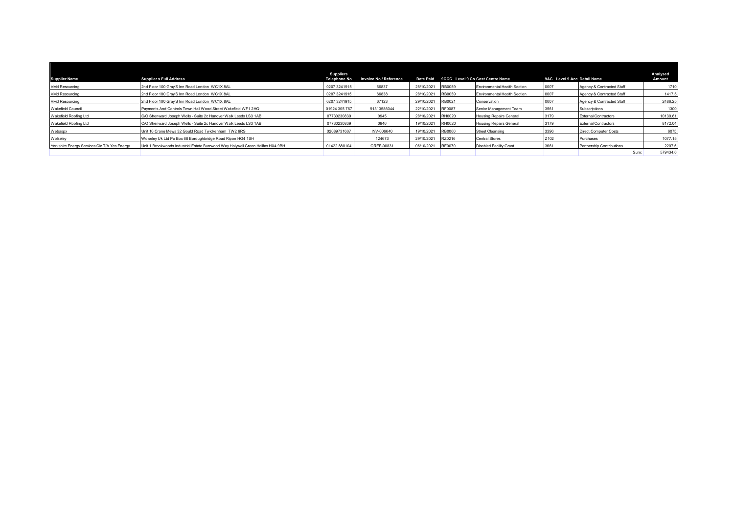| Supplier Name | Supplier s Full Address | Suppliers Telephone No | Invoice No / Reference | Date Paid | 9CCC Level 9 Co | Cost Centre Name | 9AC Level 9 Acc | Detail Name | Analysed Amount |
|---|---|---|---|---|---|---|---|---|---|
| Vivid Resourcing | 2nd Floor 100 Gray'S Inn Road London WC1X 8AL | 0207 3241915 | 66837 | 28/10/2021 | RB0059 | Environmental Health Section | 0007 | Agency & Contracted Staff | 1710 |
| Vivid Resourcing | 2nd Floor 100 Gray'S Inn Road London WC1X 8AL | 0207 3241915 | 66838 | 28/10/2021 | RB0059 | Environmental Health Section | 0007 | Agency & Contracted Staff | 1417.5 |
| Vivid Resourcing | 2nd Floor 100 Gray'S Inn Road London WC1X 8AL | 0207 3241915 | 67123 | 29/10/2021 | RB0021 | Conservation | 0007 | Agency & Contracted Staff | 2486.25 |
| Wakefield Council | Payments And Controls Town Hall Wood Street Wakefield WF1 2HQ | 01924 305 767 | 91313586044 | 22/10/2021 | RF0087 | Senior Management Team | 3561 | Subscriptions | 1300 |
| Wakefield Roofing Ltd | C/O Shenward Joseph Wells - Suite 2c Hanover Walk Leeds LS3 1AB | 07730230839 | 0945 | 28/10/2021 | RH0020 | Housing Repairs General | 3179 | External Contractors | 10130.61 |
| Wakefield Roofing Ltd | C/O Shenward Joseph Wells - Suite 2c Hanover Walk Leeds LS3 1AB | 07730230839 | 0946 | 19/10/2021 | RH0020 | Housing Repairs General | 3179 | External Contractors | 8172.04 |
| Webaspx | Unit 10 Crane Mews 32 Gould Road Twickenham TW2 6RS | 02089731607 | INV-006640 | 19/10/2021 | RB0060 | Street Cleansing | 3396 | Direct Computer Costs | 6075 |
| Wolseley | Wolseley Uk Ltd Po Box 68 Boroughbridge Road Ripon HG4 1SH | | 124673 | 29/10/2021 | RZ0216 | Central Stores | Z102 | Purchases | 1077.15 |
| Yorkshire Energy Services Cic T/A Yes Energy | Unit 1 Brookwoods Industrial Estate Burrwood Way Holywell Green Halifax HX4 9BH | 01422 880104 | QREF-00831 | 06/10/2021 | RE0070 | Disabled Facility Grant | 3661 | Partnership Contributions | 2207.5 |
| | | | | | | | | Sum: | 579434.6 |